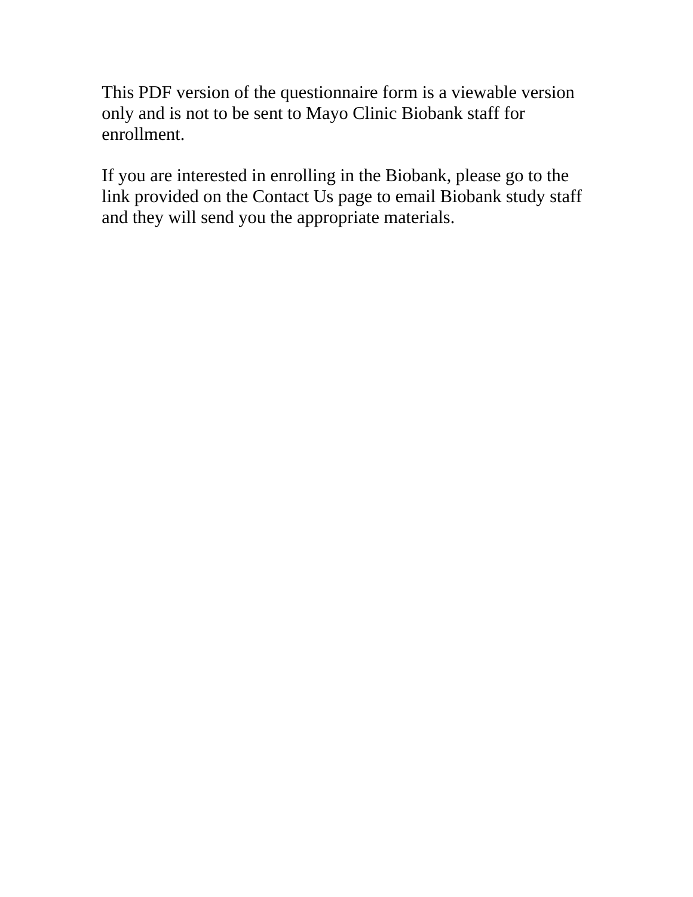This PDF version of the questionnaire form is a viewable version only and is not to be sent to Mayo Clinic Biobank staff for enrollment.

If you are interested in enrolling in the Biobank, please go to the link provided on the Contact Us page to email Biobank study staff and they will send you the appropriate materials.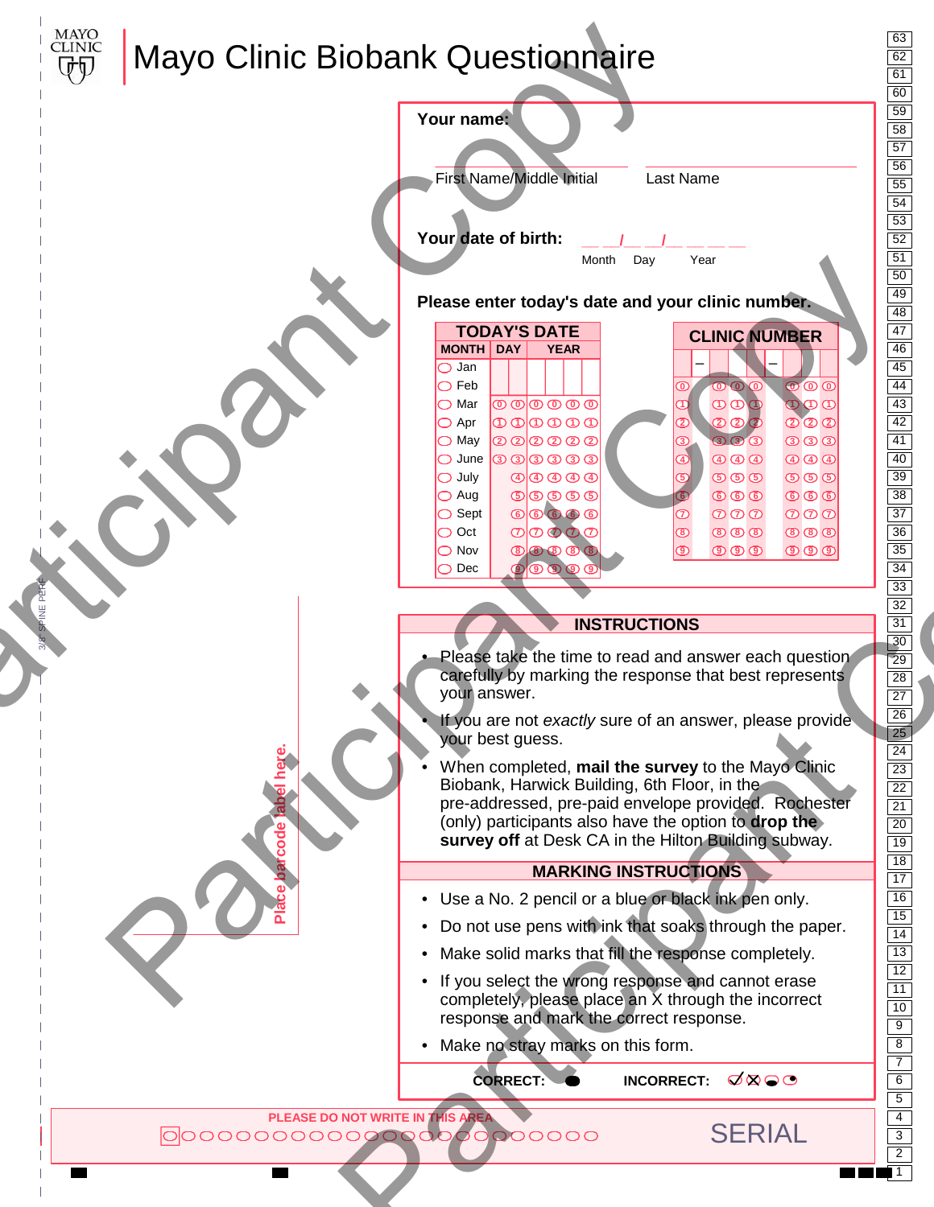# Mayo Clinic Biobank Questionnaire

**Your name:**

First Name/Middle Initial ______________________ Last Name ______________________

**Your date of birth:** __ __/__ __/__ __ __ __
Month Day Year

**Please enter today's date and your clinic number.**

| TODAY'S DATE | | |
|---|---|---|
| MONTH | DAY | YEAR |
| ◯ Jan | | |
| ◯ Feb | | |
| ◯ Mar | ⓪ ⓪ | ⓪ ⓪ ⓪ ⓪ |
| ◯ Apr | ① ① | ① ① ① ① |
| ◯ May | ② ② | ② ② ② ② |
| ◯ June | ③ ③ | ③ ③ ③ ③ |
| ◯ July | ④ | ④ ④ ④ ④ |
| ◯ Aug | ⑤ | ⑤ ⑤ ⑤ ⑤ |
| ◯ Sept | ⑥ | ⑥ ⑥ ⑥ ⑥ |
| ◯ Oct | ⑦ | ⑦ ⑦ ⑦ ⑦ |
| ◯ Nov | ⑧ | ⑧ ⑧ ⑧ ⑧ |
| ◯ Dec | ⑨ | ⑨ ⑨ ⑨ ⑨ |

**CLINIC NUMBER**

| | – | | – | |
|---|---|---|---|---|
| ⓪ | | ⓪ ⓪ ⓪ | | ⓪ ⓪ ⓪ |
| ① | | ① ① ① | | ① ① ① |
| ② | | ② ② ② | | ② ② ② |
| ③ | | ③ ③ ③ | | ③ ③ ③ |
| ④ | | ④ ④ ④ | | ④ ④ ④ |
| ⑤ | | ⑤ ⑤ ⑤ | | ⑤ ⑤ ⑤ |
| ⑥ | | ⑥ ⑥ ⑥ | | ⑥ ⑥ ⑥ |
| ⑦ | | ⑦ ⑦ ⑦ | | ⑦ ⑦ ⑦ |
| ⑧ | | ⑧ ⑧ ⑧ | | ⑧ ⑧ ⑧ |
| ⑨ | | ⑨ ⑨ ⑨ | | ⑨ ⑨ ⑨ |

Place barcode label here.

## INSTRUCTIONS

- Please take the time to read and answer each question carefully by marking the response that best represents your answer.
- If you are not *exactly* sure of an answer, please provide your best guess.
- When completed, **mail the survey** to the Mayo Clinic Biobank, Harwick Building, 6th Floor, in the pre-addressed, pre-paid envelope provided. Rochester (only) participants also have the option to **drop the survey off** at Desk CA in the Hilton Building subway.

## MARKING INSTRUCTIONS

- Use a No. 2 pencil or a blue or black ink pen only.
- Do not use pens with ink that soaks through the paper.
- Make solid marks that fill the response completely.
- If you select the wrong response and cannot erase completely, please place an X through the incorrect response and mark the correct response.
- Make no stray marks on this form.

**CORRECT:** ⬤ **INCORRECT:** ✓ ☒ ◒ ◔

PLEASE DO NOT WRITE IN THIS AREA

SERIAL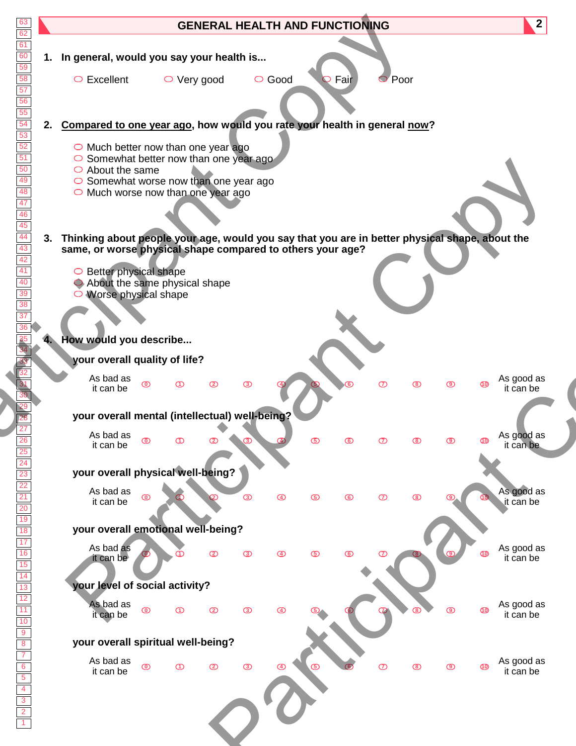## GENERAL HEALTH AND FUNCTIONING

**1. In general, would you say your health is...**

- ○ Excellent
- ○ Very good
- ○ Good
- ○ Fair
- ○ Poor

**2. Compared to one year ago, how would you rate your health in general now?**

- ○ Much better now than one year ago
- ○ Somewhat better now than one year ago
- ○ About the same
- ○ Somewhat worse now than one year ago
- ○ Much worse now than one year ago

**3. Thinking about people your age, would you say that you are in better physical shape, about the same, or worse physical shape compared to others your age?**

- ○ Better physical shape
- ○ About the same physical shape
- ○ Worse physical shape

**4. How would you describe...**

**your overall quality of life?**

| As bad as it can be | 0 | 1 | 2 | 3 | 4 | 5 | 6 | 7 | 8 | 9 | 10 | As good as it can be |
|---|---|---|---|---|---|---|---|---|---|---|---|---|

**your overall mental (intellectual) well-being?**

| As bad as it can be | 0 | 1 | 2 | 3 | 4 | 5 | 6 | 7 | 8 | 9 | 10 | As good as it can be |
|---|---|---|---|---|---|---|---|---|---|---|---|---|

**your overall physical well-being?**

| As bad as it can be | 0 | 1 | 2 | 3 | 4 | 5 | 6 | 7 | 8 | 9 | 10 | As good as it can be |
|---|---|---|---|---|---|---|---|---|---|---|---|---|

**your overall emotional well-being?**

| As bad as it can be | 0 | 1 | 2 | 3 | 4 | 5 | 6 | 7 | 8 | 9 | 10 | As good as it can be |
|---|---|---|---|---|---|---|---|---|---|---|---|---|

**your level of social activity?**

| As bad as it can be | 0 | 1 | 2 | 3 | 4 | 5 | 6 | 7 | 8 | 9 | 10 | As good as it can be |
|---|---|---|---|---|---|---|---|---|---|---|---|---|

**your overall spiritual well-being?**

| As bad as it can be | 0 | 1 | 2 | 3 | 4 | 5 | 6 | 7 | 8 | 9 | 10 | As good as it can be |
|---|---|---|---|---|---|---|---|---|---|---|---|---|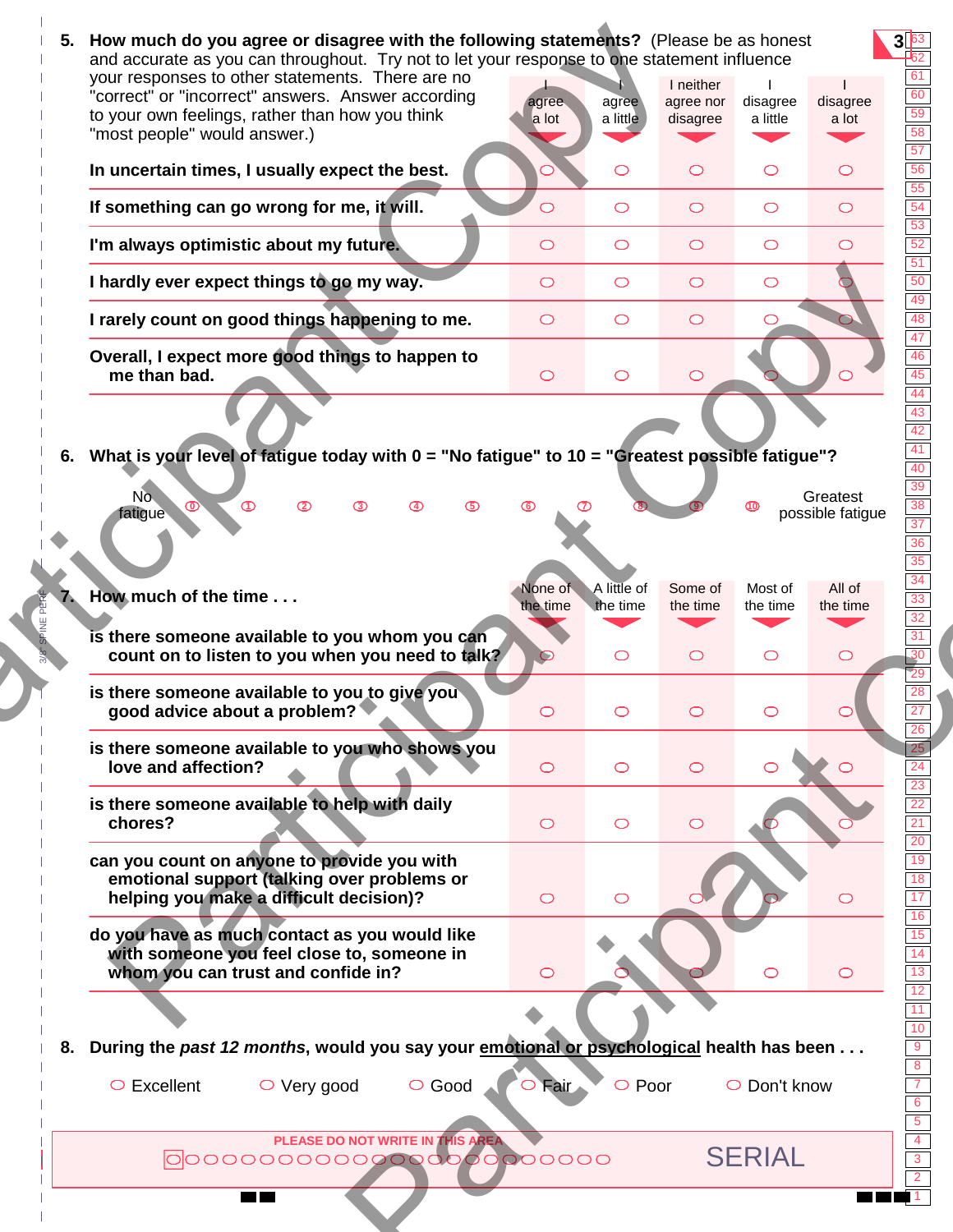**5. How much do you agree or disagree with the following statements?** (Please be as honest and accurate as you can throughout. Try not to let your response to one statement influence your responses to other statements. There are no "correct" or "incorrect" answers. Answer according to your own feelings, rather than how you think "most people" would answer.)

| | I agree a lot | I agree a little | I neither agree nor disagree | I disagree a little | I disagree a lot |
|---|---|---|---|---|---|
| **In uncertain times, I usually expect the best.** | ○ | ○ | ○ | ○ | ○ |
| **If something can go wrong for me, it will.** | ○ | ○ | ○ | ○ | ○ |
| **I'm always optimistic about my future.** | ○ | ○ | ○ | ○ | ○ |
| **I hardly ever expect things to go my way.** | ○ | ○ | ○ | ○ | ○ |
| **I rarely count on good things happening to me.** | ○ | ○ | ○ | ○ | ○ |
| **Overall, I expect more good things to happen to me than bad.** | ○ | ○ | ○ | ○ | ○ |

**6. What is your level of fatigue today with 0 = "No fatigue" to 10 = "Greatest possible fatigue"?**

No fatigue ⓪ ① ② ③ ④ ⑤ ⑥ ⑦ ⑧ ⑨ ⑩ Greatest possible fatigue

**7. How much of the time . . .**

| | None of the time | A little of the time | Some of the time | Most of the time | All of the time |
|---|---|---|---|---|---|
| **is there someone available to you whom you can count on to listen to you when you need to talk?** | ○ | ○ | ○ | ○ | ○ |
| **is there someone available to you to give you good advice about a problem?** | ○ | ○ | ○ | ○ | ○ |
| **is there someone available to you who shows you love and affection?** | ○ | ○ | ○ | ○ | ○ |
| **is there someone available to help with daily chores?** | ○ | ○ | ○ | ○ | ○ |
| **can you count on anyone to provide you with emotional support (talking over problems or helping you make a difficult decision)?** | ○ | ○ | ○ | ○ | ○ |
| **do you have as much contact as you would like with someone you feel close to, someone in whom you can trust and confide in?** | ○ | ○ | ○ | ○ | ○ |

**8. During the *past 12 months*, would you say your emotional or psychological health has been . . .**

○ Excellent ○ Very good ○ Good ○ Fair ○ Poor ○ Don't know

PLEASE DO NOT WRITE IN THIS AREA

SERIAL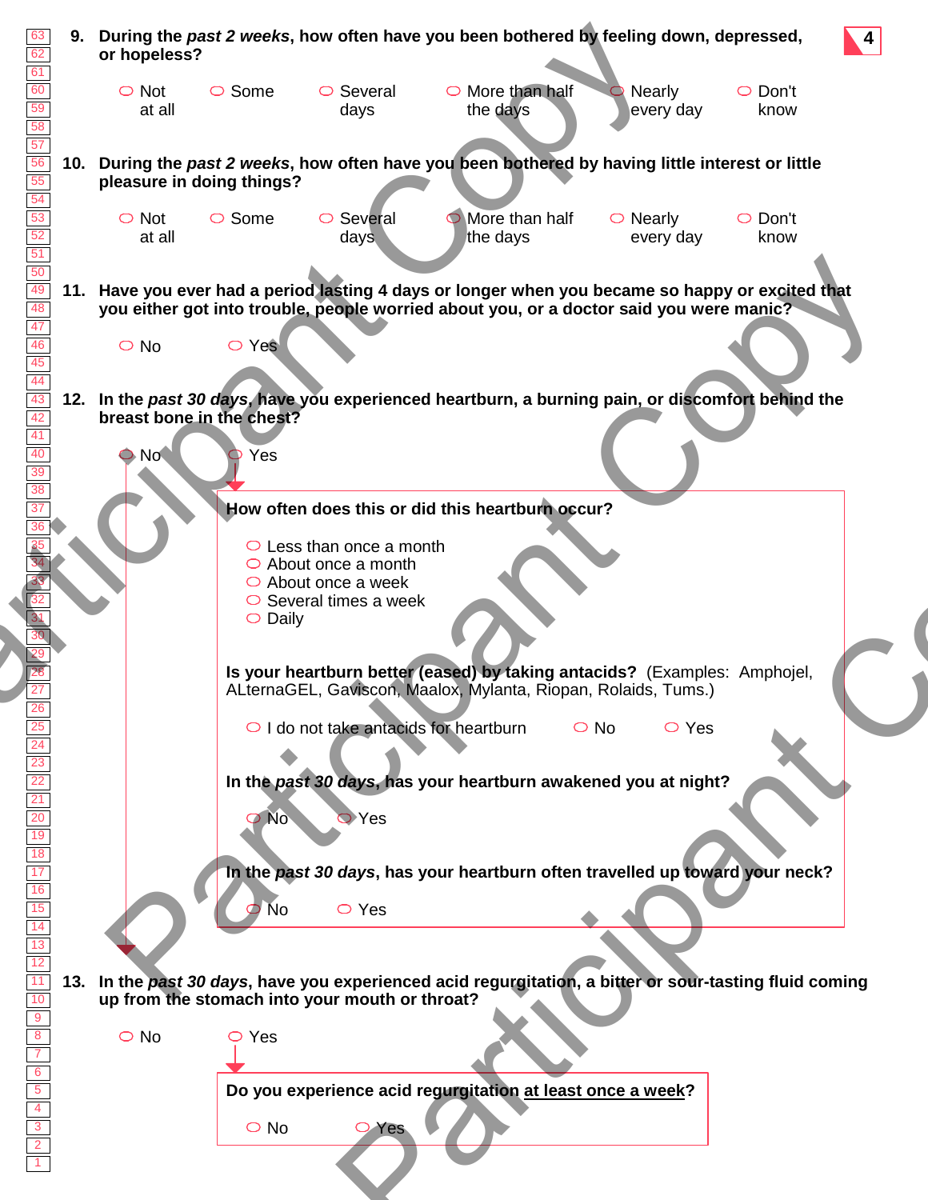9. **During the *past 2 weeks*, how often have you been bothered by feeling down, depressed, or hopeless?**

   ○ Not at all ○ Some ○ Several days ○ More than half the days ○ Nearly every day ○ Don't know

10. **During the *past 2 weeks*, how often have you been bothered by having little interest or little pleasure in doing things?**

    ○ Not at all ○ Some ○ Several days ○ More than half the days ○ Nearly every day ○ Don't know

11. **Have you ever had a period lasting 4 days or longer when you became so happy or excited that you either got into trouble, people worried about you, or a doctor said you were manic?**

    ○ No ○ Yes

12. **In the *past 30 days*, have you experienced heartburn, a burning pain, or discomfort behind the breast bone in the chest?**

    ○ No ○ Yes

    **How often does this or did this heartburn occur?**

    ○ Less than once a month
    ○ About once a month
    ○ About once a week
    ○ Several times a week
    ○ Daily

    **Is your heartburn better (eased) by taking antacids?** (Examples: Amphojel, ALternaGEL, Gaviscon, Maalox, Mylanta, Riopan, Rolaids, Tums.)

    ○ I do not take antacids for heartburn ○ No ○ Yes

    **In the *past 30 days*, has your heartburn awakened you at night?**

    ○ No ○ Yes

    **In the *past 30 days*, has your heartburn often travelled up toward your neck?**

    ○ No ○ Yes

13. **In the *past 30 days*, have you experienced acid regurgitation, a bitter or sour-tasting fluid coming up from the stomach into your mouth or throat?**

    ○ No ○ Yes

    **Do you experience acid regurgitation at least once a week?**

    ○ No ○ Yes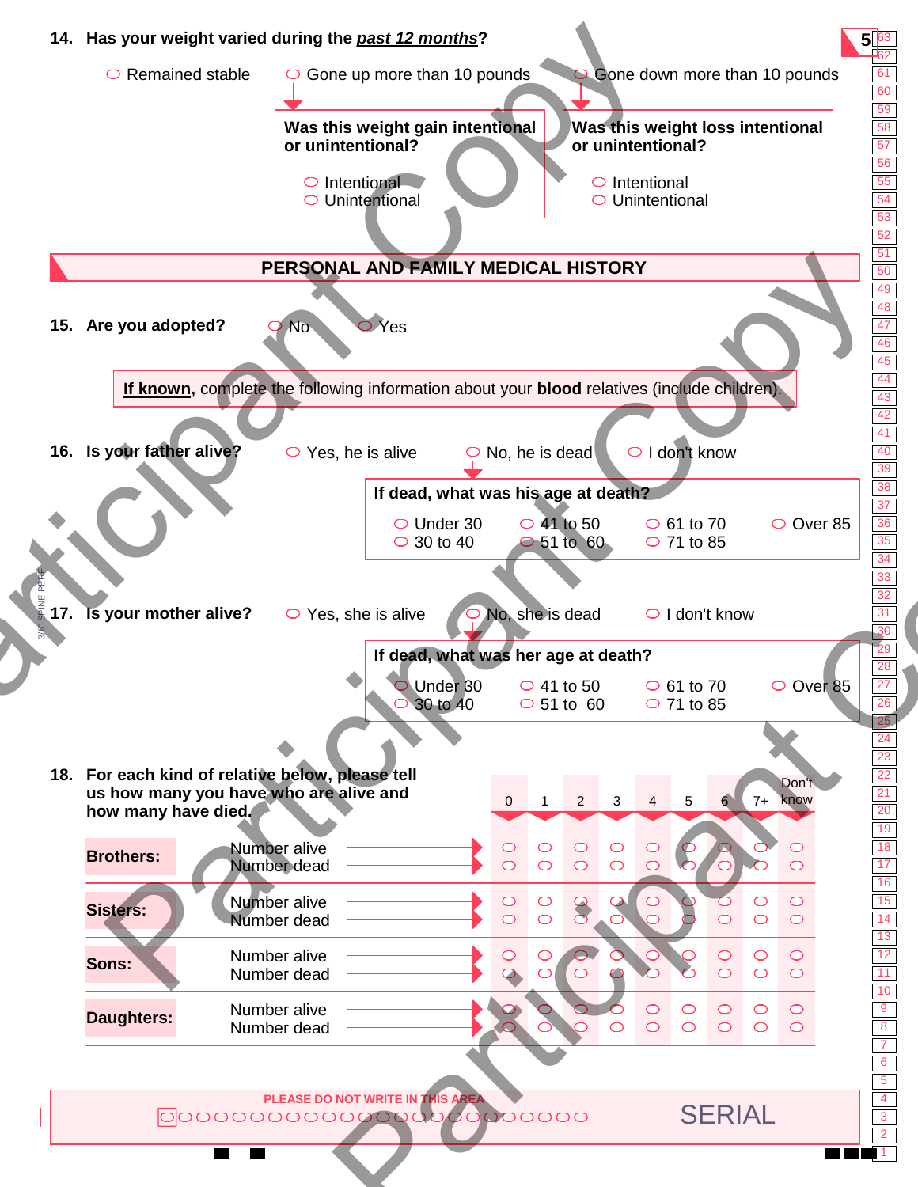**14. Has your weight varied during the *past 12 months*?**

- ○ Remained stable
- ○ Gone up more than 10 pounds
- ○ Gone down more than 10 pounds

**Was this weight gain intentional or unintentional?**

- ○ Intentional
- ○ Unintentional

**Was this weight loss intentional or unintentional?**

- ○ Intentional
- ○ Unintentional

## PERSONAL AND FAMILY MEDICAL HISTORY

**15. Are you adopted?** ○ No ○ Yes

**If known**, complete the following information about your **blood** relatives (include children).

**16. Is your father alive?**

- ○ Yes, he is alive
- ○ No, he is dead
- ○ I don't know

**If dead, what was his age at death?**

- ○ Under 30
- ○ 30 to 40
- ○ 41 to 50
- ○ 51 to 60
- ○ 61 to 70
- ○ 71 to 85
- ○ Over 85

**17. Is your mother alive?**

- ○ Yes, she is alive
- ○ No, she is dead
- ○ I don't know

**If dead, what was her age at death?**

- ○ Under 30
- ○ 30 to 40
- ○ 41 to 50
- ○ 51 to 60
- ○ 61 to 70
- ○ 71 to 85
- ○ Over 85

**18. For each kind of relative below, please tell us how many you have who are alive and how many have died.**

| | | 0 | 1 | 2 | 3 | 4 | 5 | 6 | 7+ | Don't know |
|---|---|---|---|---|---|---|---|---|---|---|
| **Brothers:** | Number alive | ○ | ○ | ○ | ○ | ○ | ○ | ○ | ○ | ○ |
| | Number dead | ○ | ○ | ○ | ○ | ○ | ○ | ○ | ○ | ○ |
| **Sisters:** | Number alive | ○ | ○ | ○ | ○ | ○ | ○ | ○ | ○ | ○ |
| | Number dead | ○ | ○ | ○ | ○ | ○ | ○ | ○ | ○ | ○ |
| **Sons:** | Number alive | ○ | ○ | ○ | ○ | ○ | ○ | ○ | ○ | ○ |
| | Number dead | ○ | ○ | ○ | ○ | ○ | ○ | ○ | ○ | ○ |
| **Daughters:** | Number alive | ○ | ○ | ○ | ○ | ○ | ○ | ○ | ○ | ○ |
| | Number dead | ○ | ○ | ○ | ○ | ○ | ○ | ○ | ○ | ○ |

PLEASE DO NOT WRITE IN THIS AREA

SERIAL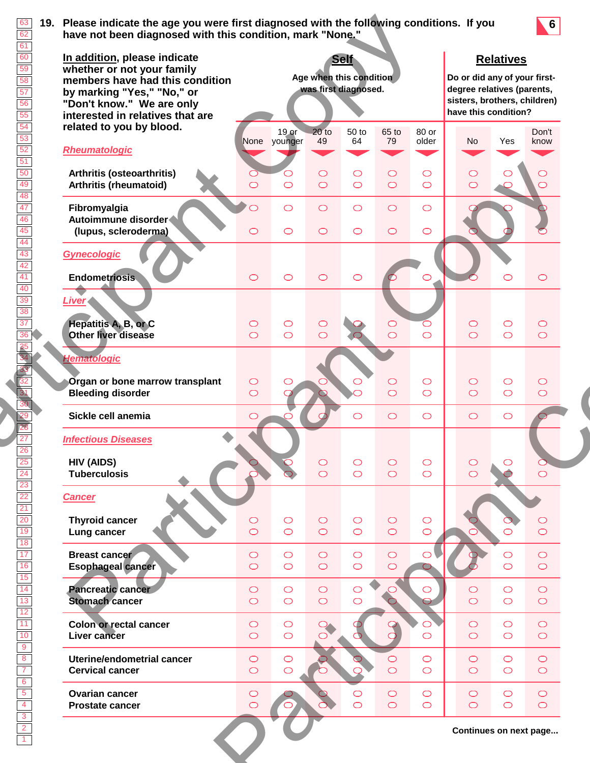**19. Please indicate the age you were first diagnosed with the following conditions. If you have not been diagnosed with this condition, mark "None."**

**<u>In addition</u>, please indicate whether or not your family members have had this condition by marking "Yes," "No," or "Don't know." We are only interested in relatives that are related to you by blood.**

| | **Self** Age when this condition was first diagnosed. | | | | | | **Relatives** Do or did any of your first-degree relatives (parents, sisters, brothers, children) have this condition? | | |
|---|---|---|---|---|---|---|---|---|---|
| | None | 19 or younger | 20 to 49 | 50 to 64 | 65 to 79 | 80 or older | No | Yes | Don't know |
| ***Rheumatologic*** | | | | | | | | | |
| Arthritis (osteoarthritis) | ○ | ○ | ○ | ○ | ○ | ○ | ○ | ○ | ○ |
| Arthritis (rheumatoid) | ○ | ○ | ○ | ○ | ○ | ○ | ○ | ○ | ○ |
| Fibromyalgia | ○ | ○ | ○ | ○ | ○ | ○ | ○ | ○ | ○ |
| Autoimmune disorder (lupus, scleroderma) | ○ | ○ | ○ | ○ | ○ | ○ | ○ | ○ | ○ |
| ***Gynecologic*** | | | | | | | | | |
| Endometriosis | ○ | ○ | ○ | ○ | ○ | ○ | ○ | ○ | ○ |
| ***Liver*** | | | | | | | | | |
| Hepatitis A, B, or C | ○ | ○ | ○ | ○ | ○ | ○ | ○ | ○ | ○ |
| Other liver disease | ○ | ○ | ○ | ○ | ○ | ○ | ○ | ○ | ○ |
| ***Hematologic*** | | | | | | | | | |
| Organ or bone marrow transplant | ○ | ○ | ○ | ○ | ○ | ○ | ○ | ○ | ○ |
| Bleeding disorder | ○ | ○ | ○ | ○ | ○ | ○ | ○ | ○ | ○ |
| Sickle cell anemia | ○ | ○ | ○ | ○ | ○ | ○ | ○ | ○ | ○ |
| ***Infectious Diseases*** | | | | | | | | | |
| HIV (AIDS) | ○ | ○ | ○ | ○ | ○ | ○ | ○ | ○ | ○ |
| Tuberculosis | ○ | ○ | ○ | ○ | ○ | ○ | ○ | ○ | ○ |
| ***Cancer*** | | | | | | | | | |
| Thyroid cancer | ○ | ○ | ○ | ○ | ○ | ○ | ○ | ○ | ○ |
| Lung cancer | ○ | ○ | ○ | ○ | ○ | ○ | ○ | ○ | ○ |
| Breast cancer | ○ | ○ | ○ | ○ | ○ | ○ | ○ | ○ | ○ |
| Esophageal cancer | ○ | ○ | ○ | ○ | ○ | ○ | ○ | ○ | ○ |
| Pancreatic cancer | ○ | ○ | ○ | ○ | ○ | ○ | ○ | ○ | ○ |
| Stomach cancer | ○ | ○ | ○ | ○ | ○ | ○ | ○ | ○ | ○ |
| Colon or rectal cancer | ○ | ○ | ○ | ○ | ○ | ○ | ○ | ○ | ○ |
| Liver cancer | ○ | ○ | ○ | ○ | ○ | ○ | ○ | ○ | ○ |
| Uterine/endometrial cancer | ○ | ○ | ○ | ○ | ○ | ○ | ○ | ○ | ○ |
| Cervical cancer | ○ | ○ | ○ | ○ | ○ | ○ | ○ | ○ | ○ |
| Ovarian cancer | ○ | ○ | ○ | ○ | ○ | ○ | ○ | ○ | ○ |
| Prostate cancer | ○ | ○ | ○ | ○ | ○ | ○ | ○ | ○ | ○ |

**Continues on next page...**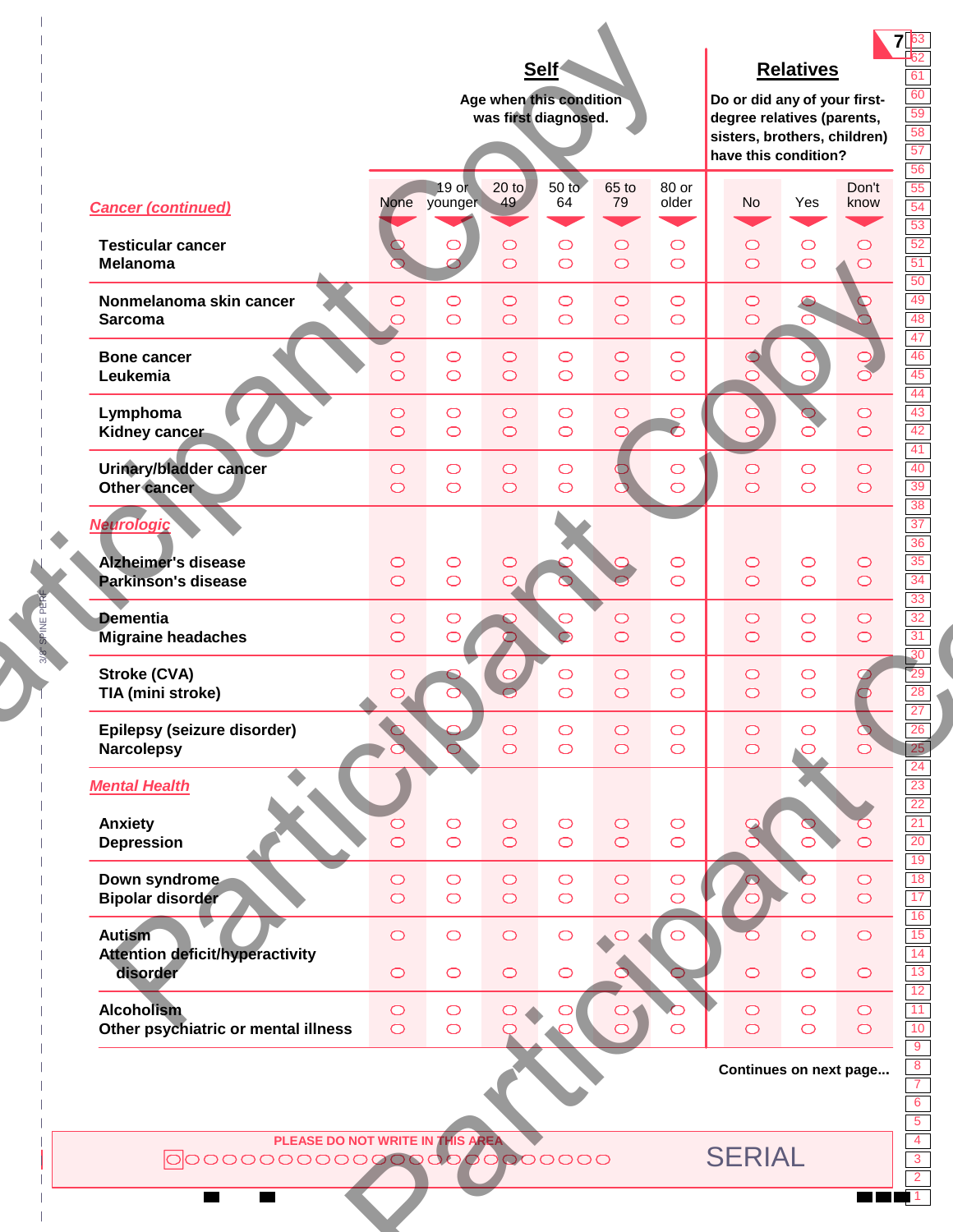| | Self | | | | | | Relatives | | |
|---|---|---|---|---|---|---|---|---|---|
| | Age when this condition was first diagnosed. | | | | | | Do or did any of your first-degree relatives (parents, sisters, brothers, children) have this condition? | | |
| ***Cancer (continued)*** | None | 19 or younger | 20 to 49 | 50 to 64 | 65 to 79 | 80 or older | No | Yes | Don't know |
| **Testicular cancer** | ○ | ○ | ○ | ○ | ○ | ○ | ○ | ○ | ○ |
| **Melanoma** | ○ | ○ | ○ | ○ | ○ | ○ | ○ | ○ | ○ |
| **Nonmelanoma skin cancer** | ○ | ○ | ○ | ○ | ○ | ○ | ○ | ○ | ○ |
| **Sarcoma** | ○ | ○ | ○ | ○ | ○ | ○ | ○ | ○ | ○ |
| **Bone cancer** | ○ | ○ | ○ | ○ | ○ | ○ | ○ | ○ | ○ |
| **Leukemia** | ○ | ○ | ○ | ○ | ○ | ○ | ○ | ○ | ○ |
| **Lymphoma** | ○ | ○ | ○ | ○ | ○ | ○ | ○ | ○ | ○ |
| **Kidney cancer** | ○ | ○ | ○ | ○ | ○ | ○ | ○ | ○ | ○ |
| **Urinary/bladder cancer** | ○ | ○ | ○ | ○ | ○ | ○ | ○ | ○ | ○ |
| **Other cancer** | ○ | ○ | ○ | ○ | ○ | ○ | ○ | ○ | ○ |
| ***Neurologic*** | | | | | | | | | |
| **Alzheimer's disease** | ○ | ○ | ○ | ○ | ○ | ○ | ○ | ○ | ○ |
| **Parkinson's disease** | ○ | ○ | ○ | ○ | ○ | ○ | ○ | ○ | ○ |
| **Dementia** | ○ | ○ | ○ | ○ | ○ | ○ | ○ | ○ | ○ |
| **Migraine headaches** | ○ | ○ | ○ | ○ | ○ | ○ | ○ | ○ | ○ |
| **Stroke (CVA)** | ○ | ○ | ○ | ○ | ○ | ○ | ○ | ○ | ○ |
| **TIA (mini stroke)** | ○ | ○ | ○ | ○ | ○ | ○ | ○ | ○ | ○ |
| **Epilepsy (seizure disorder)** | ○ | ○ | ○ | ○ | ○ | ○ | ○ | ○ | ○ |
| **Narcolepsy** | ○ | ○ | ○ | ○ | ○ | ○ | ○ | ○ | ○ |
| ***Mental Health*** | | | | | | | | | |
| **Anxiety** | ○ | ○ | ○ | ○ | ○ | ○ | ○ | ○ | ○ |
| **Depression** | ○ | ○ | ○ | ○ | ○ | ○ | ○ | ○ | ○ |
| **Down syndrome** | ○ | ○ | ○ | ○ | ○ | ○ | ○ | ○ | ○ |
| **Bipolar disorder** | ○ | ○ | ○ | ○ | ○ | ○ | ○ | ○ | ○ |
| **Autism** | ○ | ○ | ○ | ○ | ○ | ○ | ○ | ○ | ○ |
| **Attention deficit/hyperactivity disorder** | ○ | ○ | ○ | ○ | ○ | ○ | ○ | ○ | ○ |
| **Alcoholism** | ○ | ○ | ○ | ○ | ○ | ○ | ○ | ○ | ○ |
| **Other psychiatric or mental illness** | ○ | ○ | ○ | ○ | ○ | ○ | ○ | ○ | ○ |

**Continues on next page...**

PLEASE DO NOT WRITE IN THIS AREA

SERIAL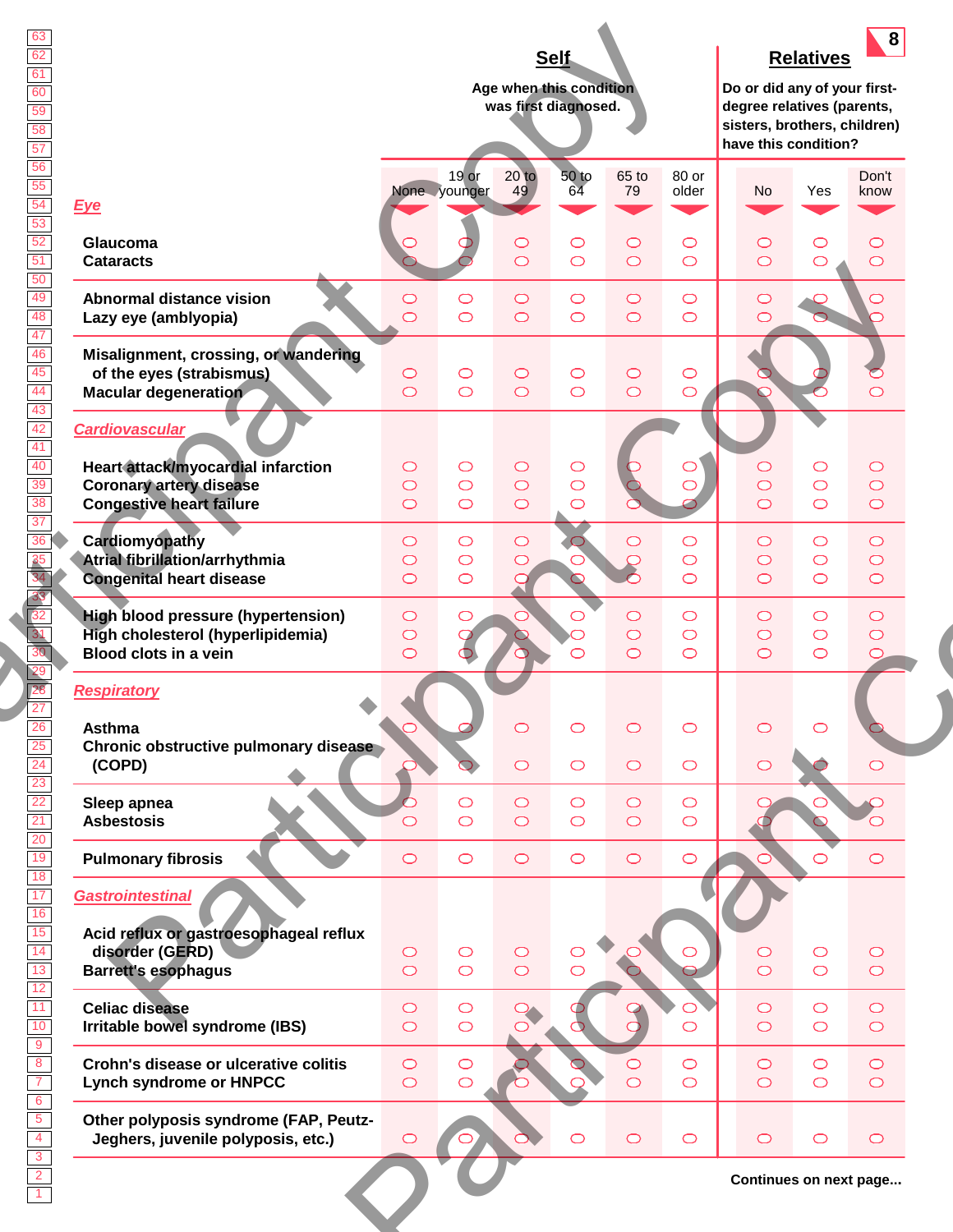| | Self: Age when this condition was first diagnosed. | | | | | | Relatives: Do or did any of your first-degree relatives (parents, sisters, brothers, children) have this condition? | | |
|---|---|---|---|---|---|---|---|---|---|
| | None | 19 or younger | 20 to 49 | 50 to 64 | 65 to 79 | 80 or older | No | Yes | Don't know |
| ***Eye*** | | | | | | | | | |
| **Glaucoma** | ○ | ○ | ○ | ○ | ○ | ○ | ○ | ○ | ○ |
| **Cataracts** | ○ | ○ | ○ | ○ | ○ | ○ | ○ | ○ | ○ |
| **Abnormal distance vision** | ○ | ○ | ○ | ○ | ○ | ○ | ○ | ○ | ○ |
| **Lazy eye (amblyopia)** | ○ | ○ | ○ | ○ | ○ | ○ | ○ | ○ | ○ |
| **Misalignment, crossing, or wandering of the eyes (strabismus)** | ○ | ○ | ○ | ○ | ○ | ○ | ○ | ○ | ○ |
| **Macular degeneration** | ○ | ○ | ○ | ○ | ○ | ○ | ○ | ○ | ○ |
| ***Cardiovascular*** | | | | | | | | | |
| **Heart attack/myocardial infarction** | ○ | ○ | ○ | ○ | ○ | ○ | ○ | ○ | ○ |
| **Coronary artery disease** | ○ | ○ | ○ | ○ | ○ | ○ | ○ | ○ | ○ |
| **Congestive heart failure** | ○ | ○ | ○ | ○ | ○ | ○ | ○ | ○ | ○ |
| **Cardiomyopathy** | ○ | ○ | ○ | ○ | ○ | ○ | ○ | ○ | ○ |
| **Atrial fibrillation/arrhythmia** | ○ | ○ | ○ | ○ | ○ | ○ | ○ | ○ | ○ |
| **Congenital heart disease** | ○ | ○ | ○ | ○ | ○ | ○ | ○ | ○ | ○ |
| **High blood pressure (hypertension)** | ○ | ○ | ○ | ○ | ○ | ○ | ○ | ○ | ○ |
| **High cholesterol (hyperlipidemia)** | ○ | ○ | ○ | ○ | ○ | ○ | ○ | ○ | ○ |
| **Blood clots in a vein** | ○ | ○ | ○ | ○ | ○ | ○ | ○ | ○ | ○ |
| ***Respiratory*** | | | | | | | | | |
| **Asthma** | ○ | ○ | ○ | ○ | ○ | ○ | ○ | ○ | ○ |
| **Chronic obstructive pulmonary disease (COPD)** | ○ | ○ | ○ | ○ | ○ | ○ | ○ | ○ | ○ |
| **Sleep apnea** | ○ | ○ | ○ | ○ | ○ | ○ | ○ | ○ | ○ |
| **Asbestosis** | ○ | ○ | ○ | ○ | ○ | ○ | ○ | ○ | ○ |
| **Pulmonary fibrosis** | ○ | ○ | ○ | ○ | ○ | ○ | ○ | ○ | ○ |
| ***Gastrointestinal*** | | | | | | | | | |
| **Acid reflux or gastroesophageal reflux disorder (GERD)** | ○ | ○ | ○ | ○ | ○ | ○ | ○ | ○ | ○ |
| **Barrett's esophagus** | ○ | ○ | ○ | ○ | ○ | ○ | ○ | ○ | ○ |
| **Celiac disease** | ○ | ○ | ○ | ○ | ○ | ○ | ○ | ○ | ○ |
| **Irritable bowel syndrome (IBS)** | ○ | ○ | ○ | ○ | ○ | ○ | ○ | ○ | ○ |
| **Crohn's disease or ulcerative colitis** | ○ | ○ | ○ | ○ | ○ | ○ | ○ | ○ | ○ |
| **Lynch syndrome or HNPCC** | ○ | ○ | ○ | ○ | ○ | ○ | ○ | ○ | ○ |
| **Other polyposis syndrome (FAP, Peutz-Jeghers, juvenile polyposis, etc.)** | ○ | ○ | ○ | ○ | ○ | ○ | ○ | ○ | ○ |

**Continues on next page...**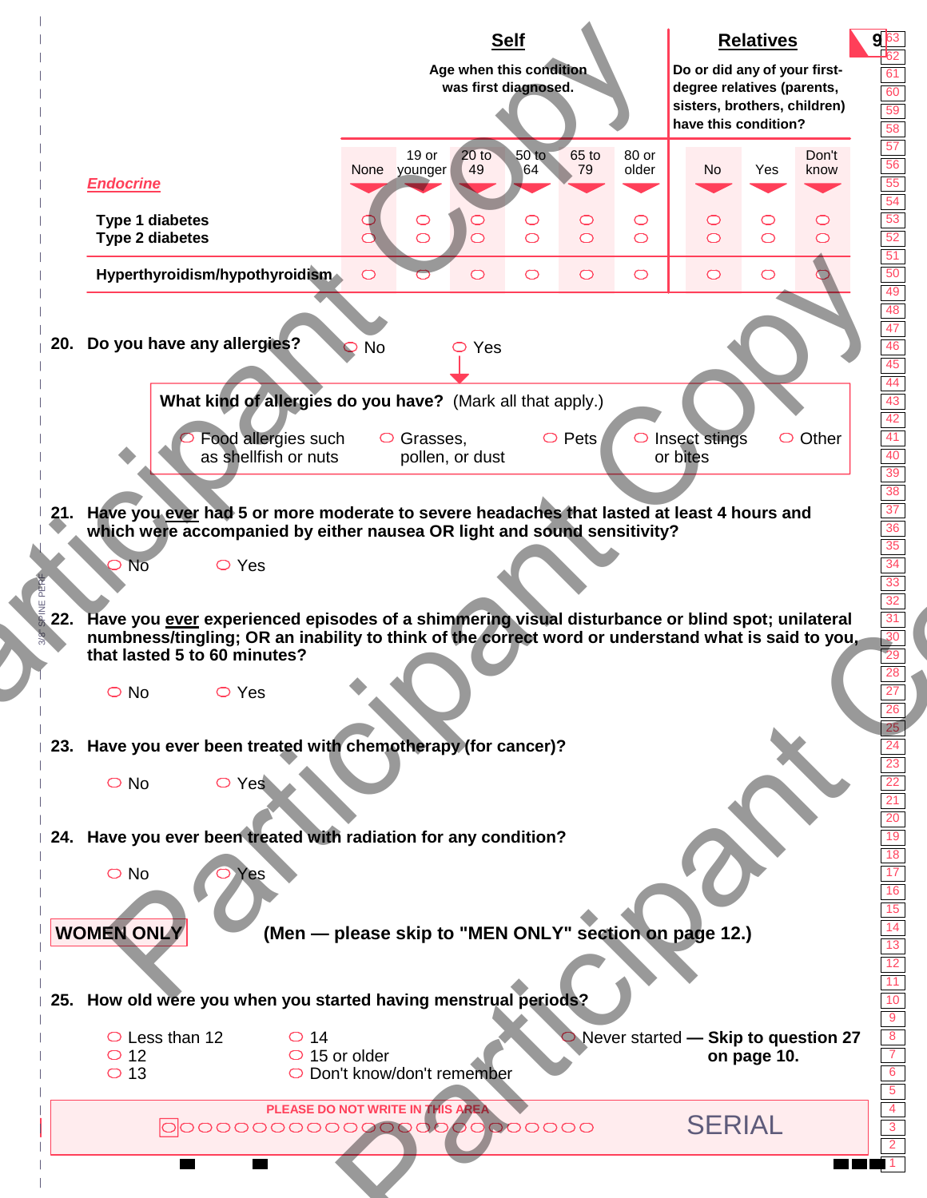| | Self | | | | | | Relatives | | |
|---|---|---|---|---|---|---|---|---|---|
| | Age when this condition was first diagnosed. | | | | | | Do or did any of your first-degree relatives (parents, sisters, brothers, children) have this condition? | | |
| ***Endocrine*** | None | 19 or younger | 20 to 49 | 50 to 64 | 65 to 79 | 80 or older | No | Yes | Don't know |
| **Type 1 diabetes** | ○ | ○ | ○ | ○ | ○ | ○ | ○ | ○ | ○ |
| **Type 2 diabetes** | ○ | ○ | ○ | ○ | ○ | ○ | ○ | ○ | ○ |
| **Hyperthyroidism/hypothyroidism** | ○ | ○ | ○ | ○ | ○ | ○ | ○ | ○ | ○ |

**20. Do you have any allergies?** ○ No ○ Yes

**What kind of allergies do you have?** (Mark all that apply.)

○ Food allergies such as shellfish or nuts
○ Grasses, pollen, or dust
○ Pets
○ Insect stings or bites
○ Other

**21. Have you ever had 5 or more moderate to severe headaches that lasted at least 4 hours and which were accompanied by either nausea OR light and sound sensitivity?**

○ No ○ Yes

**22. Have you ever experienced episodes of a shimmering visual disturbance or blind spot; unilateral numbness/tingling; OR an inability to think of the correct word or understand what is said to you, that lasted 5 to 60 minutes?**

○ No ○ Yes

**23. Have you ever been treated with chemotherapy (for cancer)?**

○ No ○ Yes

**24. Have you ever been treated with radiation for any condition?**

○ No ○ Yes

**WOMEN ONLY** **(Men — please skip to "MEN ONLY" section on page 12.)**

**25. How old were you when you started having menstrual periods?**

○ Less than 12
○ 12
○ 13
○ 14
○ 15 or older
○ Don't know/don't remember
○ Never started — **Skip to question 27 on page 10.**

PLEASE DO NOT WRITE IN THIS AREA

SERIAL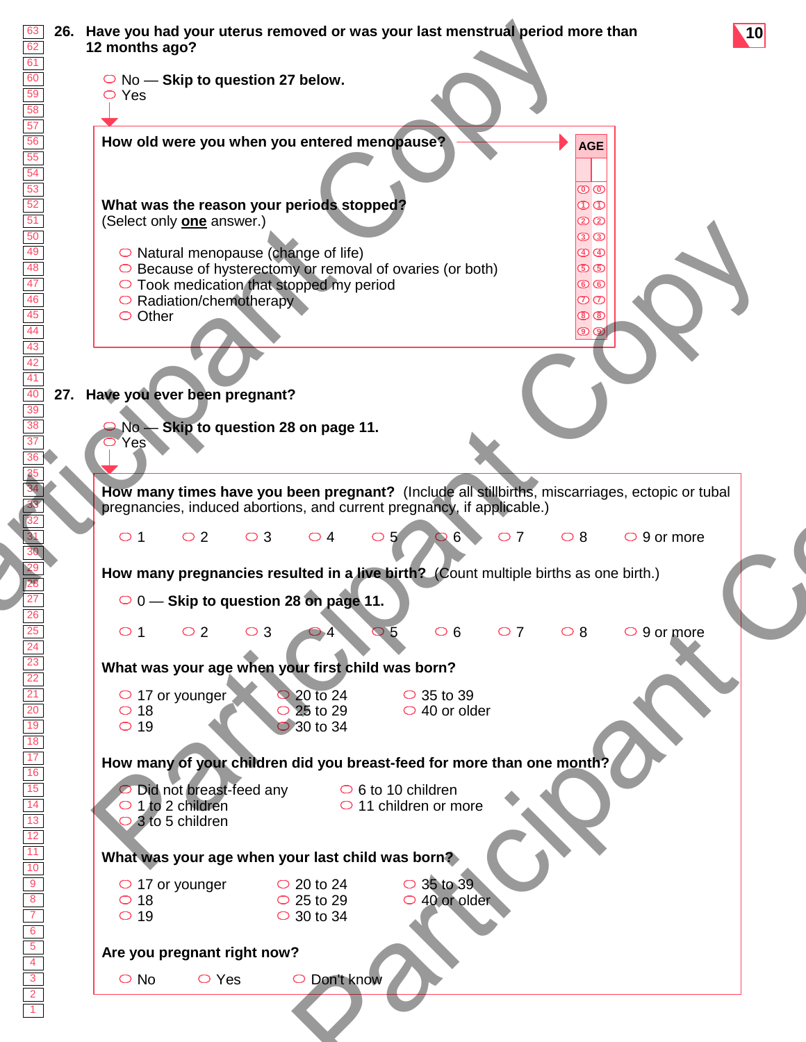**26. Have you had your uterus removed or was your last menstrual period more than 12 months ago?**

- ○ No — **Skip to question 27 below.**
- ○ Yes

**How old were you when you entered menopause?**

AGE

**What was the reason your periods stopped?**
(Select only **one** answer.)

- ○ Natural menopause (change of life)
- ○ Because of hysterectomy or removal of ovaries (or both)
- ○ Took medication that stopped my period
- ○ Radiation/chemotherapy
- ○ Other

**27. Have you ever been pregnant?**

- ○ No — **Skip to question 28 on page 11.**
- ○ Yes

**How many times have you been pregnant?** (Include all stillbirths, miscarriages, ectopic or tubal pregnancies, induced abortions, and current pregnancy, if applicable.)

○ 1 ○ 2 ○ 3 ○ 4 ○ 5 ○ 6 ○ 7 ○ 8 ○ 9 or more

**How many pregnancies resulted in a live birth?** (Count multiple births as one birth.)

○ 0 — **Skip to question 28 on page 11.**

○ 1 ○ 2 ○ 3 ○ 4 ○ 5 ○ 6 ○ 7 ○ 8 ○ 9 or more

**What was your age when your first child was born?**

- ○ 17 or younger
- ○ 18
- ○ 19
- ○ 20 to 24
- ○ 25 to 29
- ○ 30 to 34
- ○ 35 to 39
- ○ 40 or older

**How many of your children did you breast-feed for more than one month?**

- ○ Did not breast-feed any
- ○ 1 to 2 children
- ○ 3 to 5 children
- ○ 6 to 10 children
- ○ 11 children or more

**What was your age when your last child was born?**

- ○ 17 or younger
- ○ 18
- ○ 19
- ○ 20 to 24
- ○ 25 to 29
- ○ 30 to 34
- ○ 35 to 39
- ○ 40 or older

**Are you pregnant right now?**

○ No ○ Yes ○ Don't know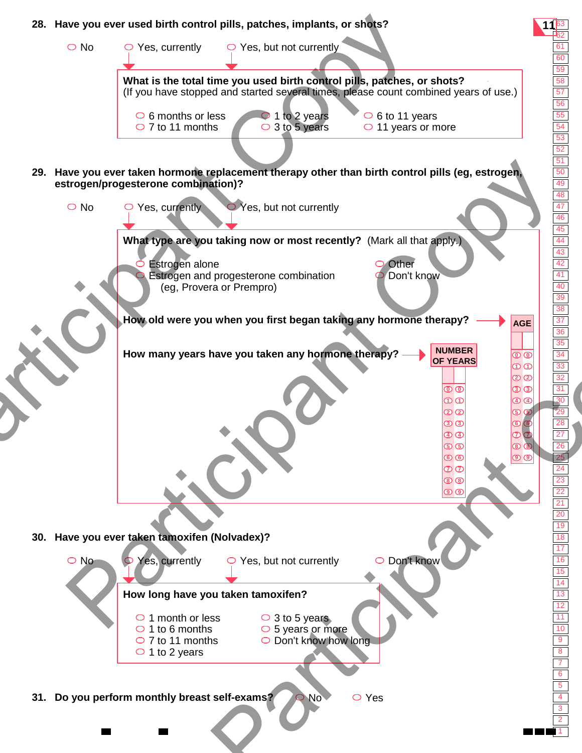28. **Have you ever used birth control pills, patches, implants, or shots?**

- ○ No
- ○ Yes, currently
- ○ Yes, but not currently

**What is the total time you used birth control pills, patches, or shots?**
(If you have stopped and started several times, please count combined years of use.)

- ○ 6 months or less
- ○ 7 to 11 months
- ○ 1 to 2 years
- ○ 3 to 5 years
- ○ 6 to 11 years
- ○ 11 years or more

29. **Have you ever taken hormone replacement therapy other than birth control pills (eg, estrogen, estrogen/progesterone combination)?**

- ○ No
- ○ Yes, currently
- ○ Yes, but not currently

**What type are you taking now or most recently?** (Mark all that apply.)

- ○ Estrogen alone
- ○ Estrogen and progesterone combination (eg, Provera or Prempro)
- ○ Other
- ○ Don't know

**How old were you when you first began taking any hormone therapy?** → AGE

**How many years have you taken any hormone therapy?** → NUMBER OF YEARS

30. **Have you ever taken tamoxifen (Nolvadex)?**

- ○ No
- ○ Yes, currently
- ○ Yes, but not currently
- ○ Don't know

**How long have you taken tamoxifen?**

- ○ 1 month or less
- ○ 1 to 6 months
- ○ 7 to 11 months
- ○ 1 to 2 years
- ○ 3 to 5 years
- ○ 5 years or more
- ○ Don't know how long

31. **Do you perform monthly breast self-exams?** ○ No ○ Yes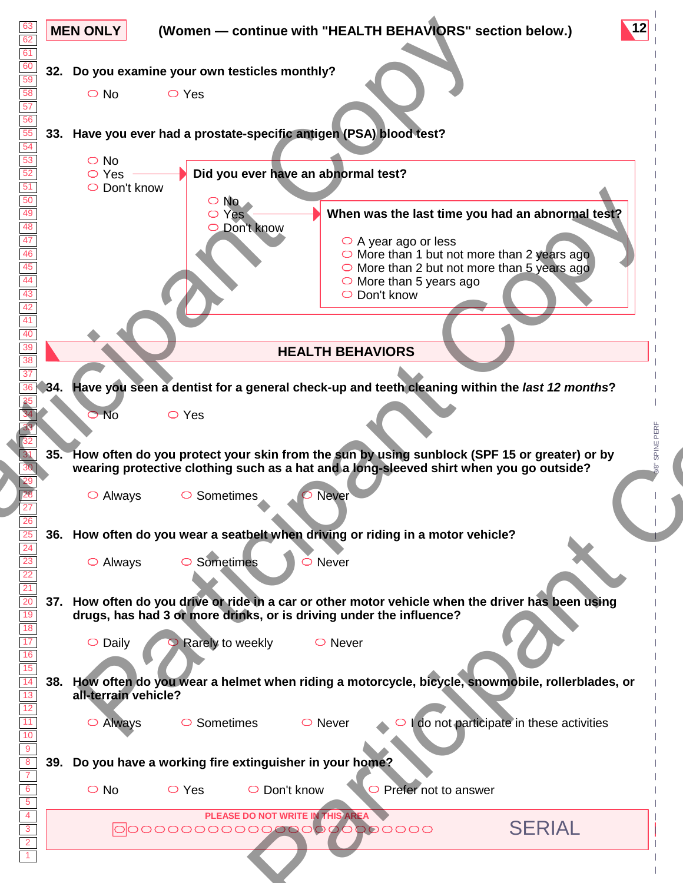**MEN ONLY** (Women — continue with "HEALTH BEHAVIORS" section below.)

**32. Do you examine your own testicles monthly?**

- ○ No
- ○ Yes

**33. Have you ever had a prostate-specific antigen (PSA) blood test?**

- ○ No
- ○ Yes → **Did you ever have an abnormal test?**
  - ○ No
  - ○ Yes → **When was the last time you had an abnormal test?**
    - ○ A year ago or less
    - ○ More than 1 but not more than 2 years ago
    - ○ More than 2 but not more than 5 years ago
    - ○ More than 5 years ago
    - ○ Don't know
  - ○ Don't know
- ○ Don't know

## HEALTH BEHAVIORS

**34. Have you seen a dentist for a general check-up and teeth cleaning within the *last 12 months*?**

- ○ No
- ○ Yes

**35. How often do you protect your skin from the sun by using sunblock (SPF 15 or greater) or by wearing protective clothing such as a hat and a long-sleeved shirt when you go outside?**

- ○ Always
- ○ Sometimes
- ○ Never

**36. How often do you wear a seatbelt when driving or riding in a motor vehicle?**

- ○ Always
- ○ Sometimes
- ○ Never

**37. How often do you drive or ride in a car or other motor vehicle when the driver has been using drugs, has had 3 or more drinks, or is driving under the influence?**

- ○ Daily
- ○ Rarely to weekly
- ○ Never

**38. How often do you wear a helmet when riding a motorcycle, bicycle, snowmobile, rollerblades, or all-terrain vehicle?**

- ○ Always
- ○ Sometimes
- ○ Never
- ○ I do not participate in these activities

**39. Do you have a working fire extinguisher in your home?**

- ○ No
- ○ Yes
- ○ Don't know
- ○ Prefer not to answer

PLEASE DO NOT WRITE IN THIS AREA

SERIAL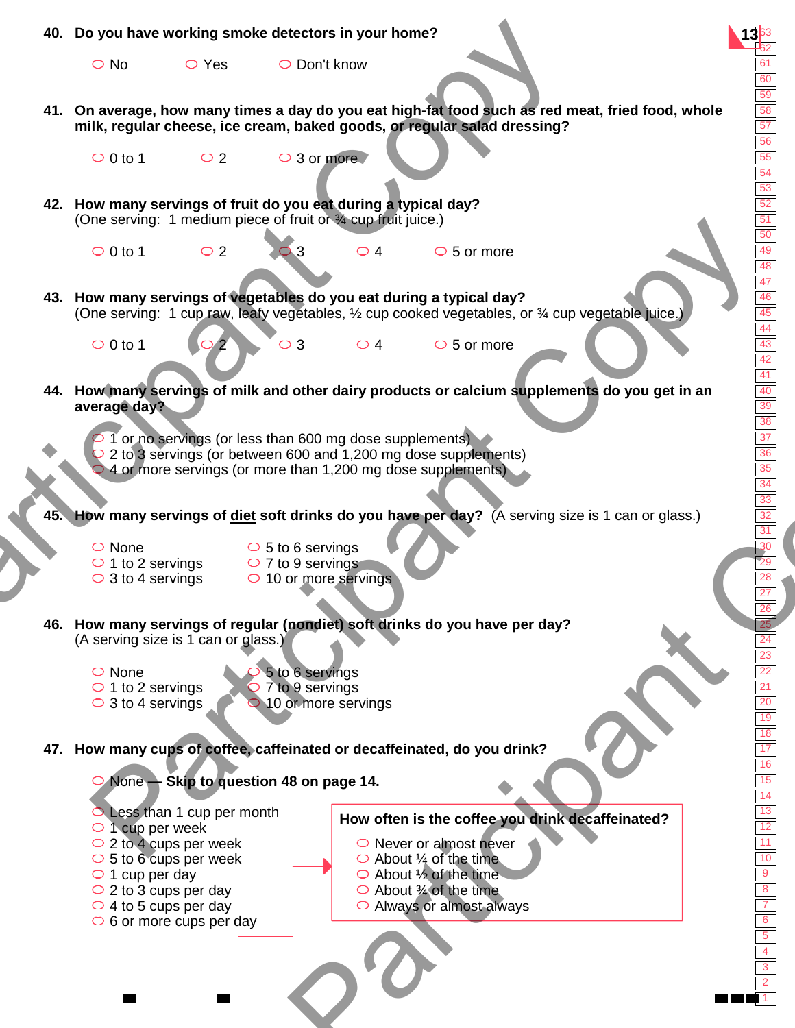**40. Do you have working smoke detectors in your home?**

- ○ No
- ○ Yes
- ○ Don't know

**41. On average, how many times a day do you eat high-fat food such as red meat, fried food, whole milk, regular cheese, ice cream, baked goods, or regular salad dressing?**

- ○ 0 to 1
- ○ 2
- ○ 3 or more

**42. How many servings of fruit do you eat during a typical day?**
(One serving: 1 medium piece of fruit or ¾ cup fruit juice.)

- ○ 0 to 1
- ○ 2
- ○ 3
- ○ 4
- ○ 5 or more

**43. How many servings of vegetables do you eat during a typical day?**
(One serving: 1 cup raw, leafy vegetables, ½ cup cooked vegetables, or ¾ cup vegetable juice.)

- ○ 0 to 1
- ○ 2
- ○ 3
- ○ 4
- ○ 5 or more

**44. How many servings of milk and other dairy products or calcium supplements do you get in an average day?**

- ○ 1 or no servings (or less than 600 mg dose supplements)
- ○ 2 to 3 servings (or between 600 and 1,200 mg dose supplements)
- ○ 4 or more servings (or more than 1,200 mg dose supplements)

**45. How many servings of diet soft drinks do you have per day?** (A serving size is 1 can or glass.)

- ○ None
- ○ 1 to 2 servings
- ○ 3 to 4 servings
- ○ 5 to 6 servings
- ○ 7 to 9 servings
- ○ 10 or more servings

**46. How many servings of regular (nondiet) soft drinks do you have per day?**
(A serving size is 1 can or glass.)

- ○ None
- ○ 1 to 2 servings
- ○ 3 to 4 servings
- ○ 5 to 6 servings
- ○ 7 to 9 servings
- ○ 10 or more servings

**47. How many cups of coffee, caffeinated or decaffeinated, do you drink?**

- ○ None **— Skip to question 48 on page 14.**
- ○ Less than 1 cup per month
- ○ 1 cup per week
- ○ 2 to 4 cups per week
- ○ 5 to 6 cups per week
- ○ 1 cup per day
- ○ 2 to 3 cups per day
- ○ 4 to 5 cups per day
- ○ 6 or more cups per day

**How often is the coffee you drink decaffeinated?**

- ○ Never or almost never
- ○ About ¼ of the time
- ○ About ½ of the time
- ○ About ¾ of the time
- ○ Always or almost always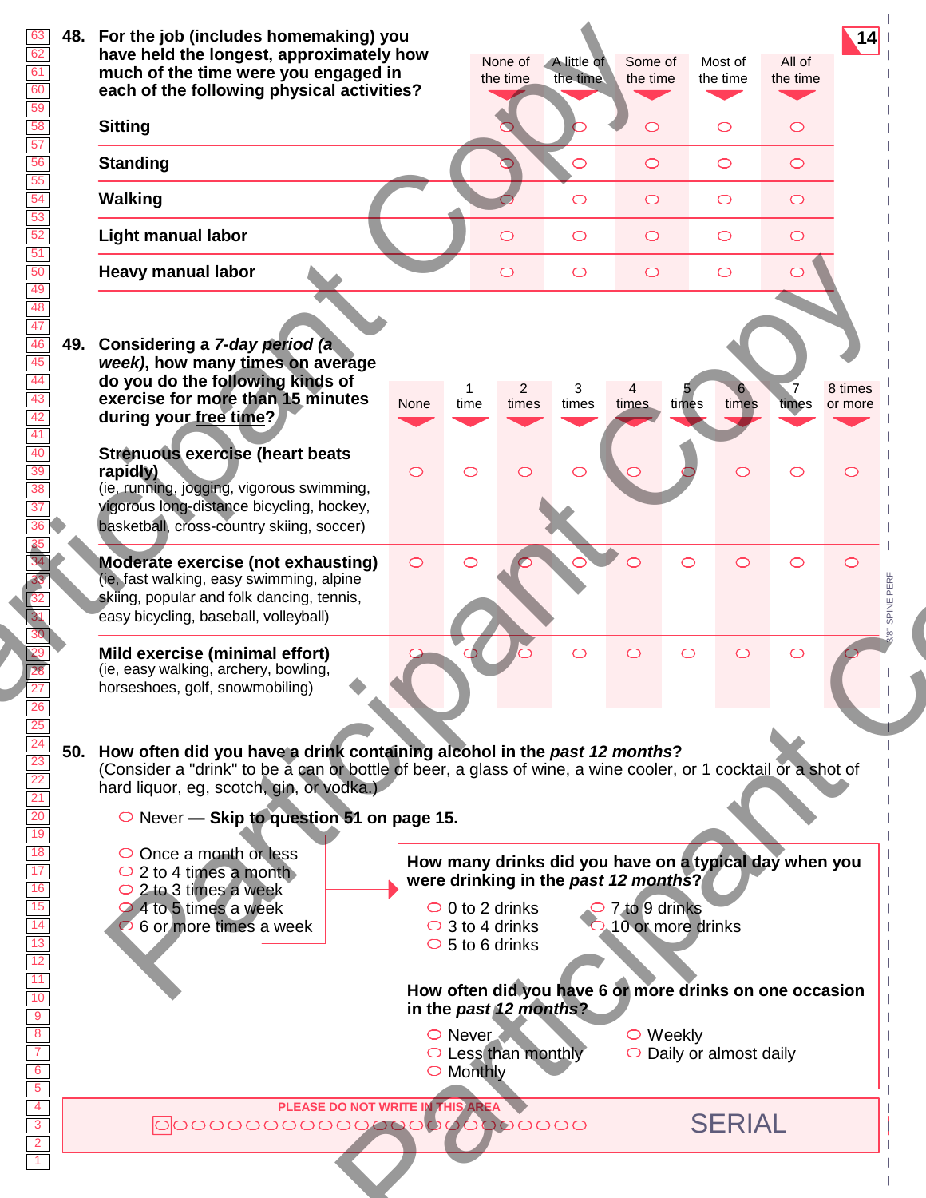**48. For the job (includes homemaking) you have held the longest, approximately how much of the time were you engaged in each of the following physical activities?**

| | None of the time | A little of the time | Some of the time | Most of the time | All of the time |
|---|---|---|---|---|---|
| **Sitting** | ○ | ○ | ○ | ○ | ○ |
| **Standing** | ○ | ○ | ○ | ○ | ○ |
| **Walking** | ○ | ○ | ○ | ○ | ○ |
| **Light manual labor** | ○ | ○ | ○ | ○ | ○ |
| **Heavy manual labor** | ○ | ○ | ○ | ○ | ○ |

**49. Considering a *7-day period (a week)*, how many times on average do you do the following kinds of exercise for more than 15 minutes during your free time?**

| | None | 1 time | 2 times | 3 times | 4 times | 5 times | 6 times | 7 times | 8 times or more |
|---|---|---|---|---|---|---|---|---|---|
| **Strenuous exercise (heart beats rapidly)** (ie, running, jogging, vigorous swimming, vigorous long-distance bicycling, hockey, basketball, cross-country skiing, soccer) | ○ | ○ | ○ | ○ | ○ | ○ | ○ | ○ | ○ |
| **Moderate exercise (not exhausting)** (ie, fast walking, easy swimming, alpine skiing, popular and folk dancing, tennis, easy bicycling, baseball, volleyball) | ○ | ○ | ○ | ○ | ○ | ○ | ○ | ○ | ○ |
| **Mild exercise (minimal effort)** (ie, easy walking, archery, bowling, horseshoes, golf, snowmobiling) | ○ | ○ | ○ | ○ | ○ | ○ | ○ | ○ | ○ |

**50. How often did you have a drink containing alcohol in the *past 12 months*?**
(Consider a "drink" to be a can or bottle of beer, a glass of wine, a wine cooler, or 1 cocktail or a shot of hard liquor, eg, scotch, gin, or vodka.)

- ○ Never **— Skip to question 51 on page 15.**

- ○ Once a month or less
- ○ 2 to 4 times a month
- ○ 2 to 3 times a week
- ○ 4 to 5 times a week
- ○ 6 or more times a week

**How many drinks did you have on a typical day when you were drinking in the *past 12 months*?**

- ○ 0 to 2 drinks
- ○ 3 to 4 drinks
- ○ 5 to 6 drinks
- ○ 7 to 9 drinks
- ○ 10 or more drinks

**How often did you have 6 or more drinks on one occasion in the *past 12 months*?**

- ○ Never
- ○ Less than monthly
- ○ Monthly
- ○ Weekly
- ○ Daily or almost daily

PLEASE DO NOT WRITE IN THIS AREA

SERIAL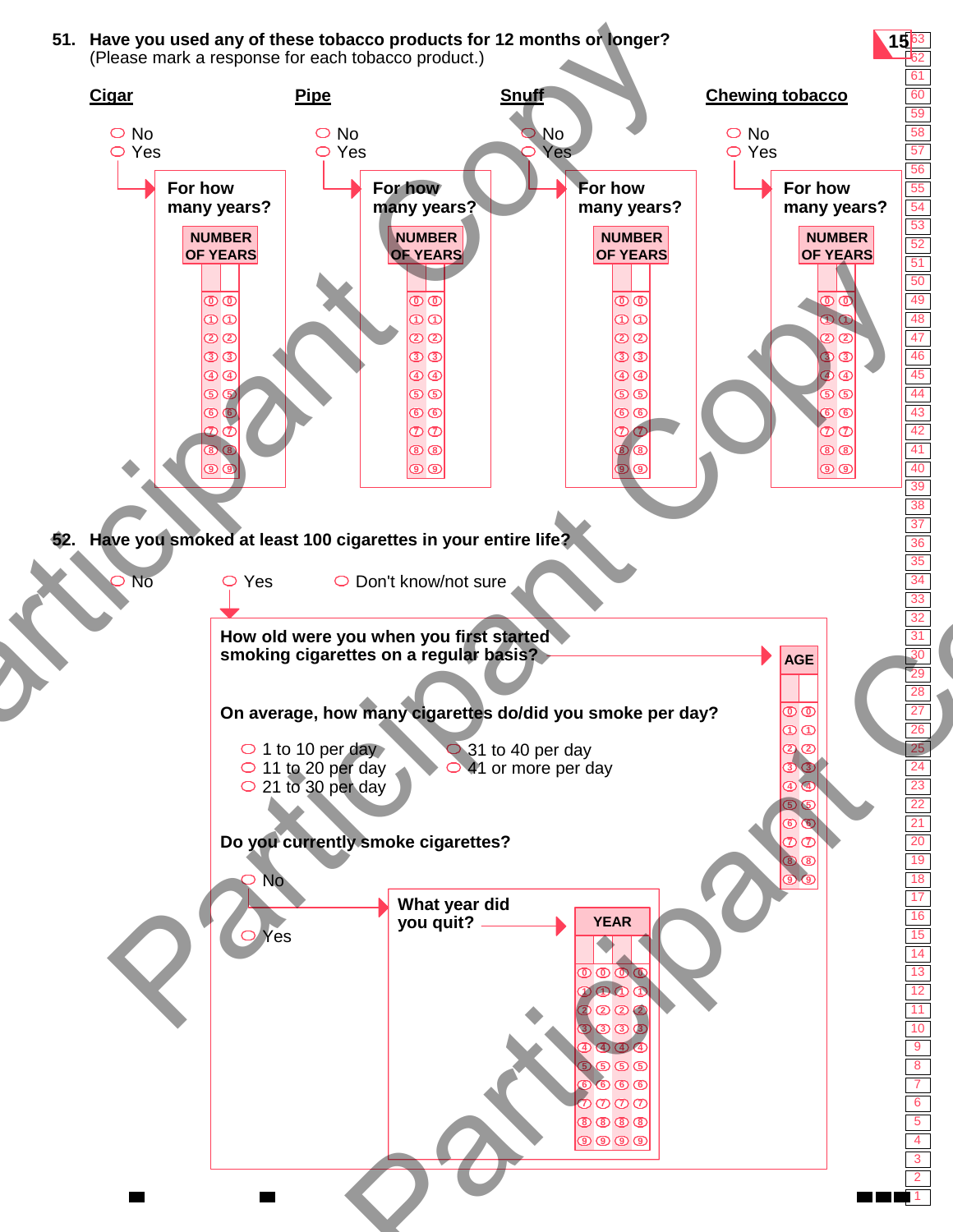**51. Have you used any of these tobacco products for 12 months or longer?**
(Please mark a response for each tobacco product.)

**Cigar**

- ○ No
- ○ Yes → **For how many years?** NUMBER OF YEARS (0–9, 0–9)

**Pipe**

- ○ No
- ○ Yes → **For how many years?** NUMBER OF YEARS (0–9, 0–9)

**Snuff**

- ○ No
- ○ Yes → **For how many years?** NUMBER OF YEARS (0–9, 0–9)

**Chewing tobacco**

- ○ No
- ○ Yes → **For how many years?** NUMBER OF YEARS (0–9, 0–9)

**52. Have you smoked at least 100 cigarettes in your entire life?**

- ○ No
- ○ Yes
- ○ Don't know/not sure

If Yes:

**How old were you when you first started smoking cigarettes on a regular basis?** → AGE (0–9, 0–9)

**On average, how many cigarettes do/did you smoke per day?**

- ○ 1 to 10 per day
- ○ 11 to 20 per day
- ○ 21 to 30 per day
- ○ 31 to 40 per day
- ○ 41 or more per day

**Do you currently smoke cigarettes?**

- ○ No → **What year did you quit?** → YEAR (0–9, 0–9, 0–9, 0–9)
- ○ Yes

Participant Copy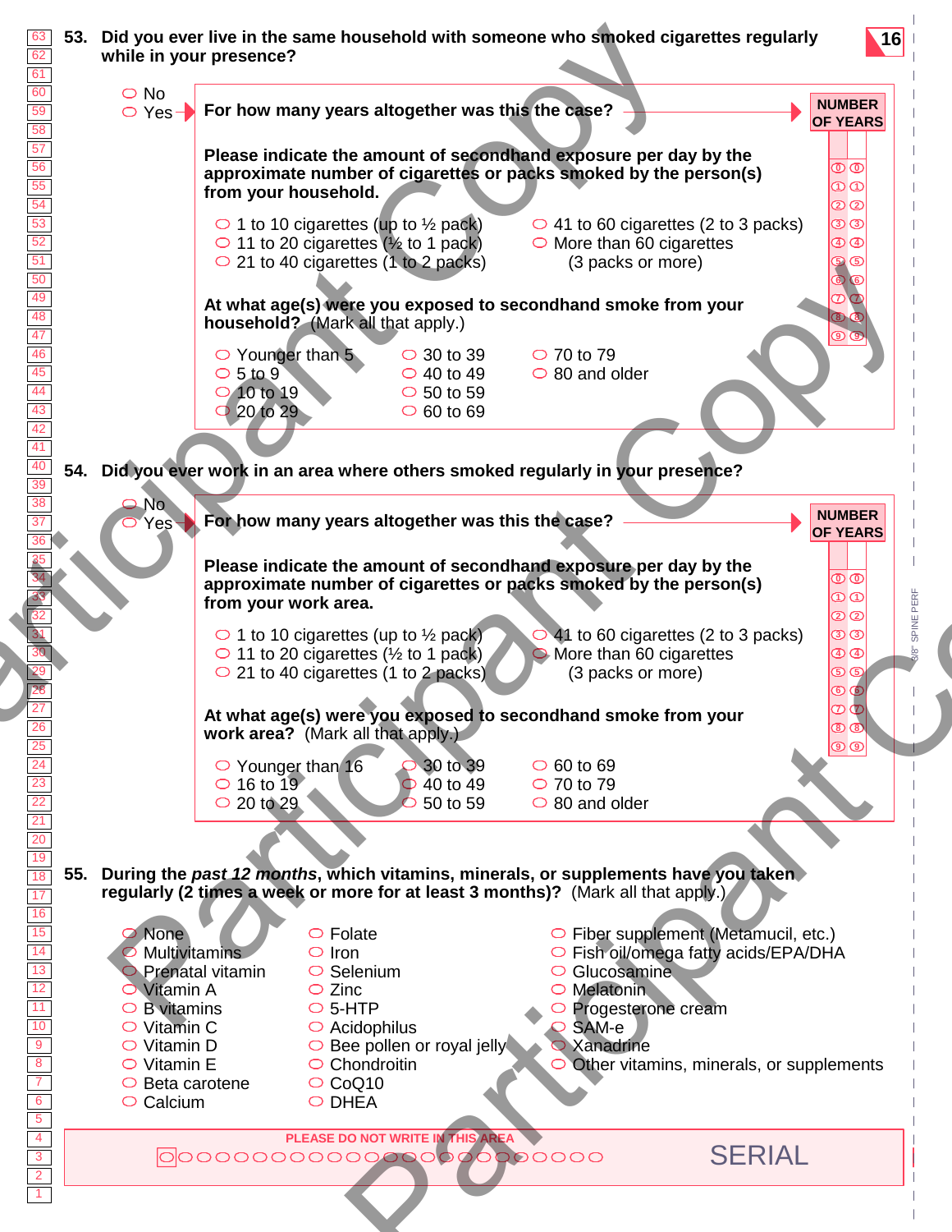**53. Did you ever live in the same household with someone who smoked cigarettes regularly while in your presence?**

- ○ No
- ○ Yes → **For how many years altogether was this the case?** → **NUMBER OF YEARS**

**Please indicate the amount of secondhand exposure per day by the approximate number of cigarettes or packs smoked by the person(s) from your household.**

- ○ 1 to 10 cigarettes (up to ½ pack)
- ○ 11 to 20 cigarettes (½ to 1 pack)
- ○ 21 to 40 cigarettes (1 to 2 packs)
- ○ 41 to 60 cigarettes (2 to 3 packs)
- ○ More than 60 cigarettes (3 packs or more)

**At what age(s) were you exposed to secondhand smoke from your household?** (Mark all that apply.)

- ○ Younger than 5
- ○ 5 to 9
- ○ 10 to 19
- ○ 20 to 29
- ○ 30 to 39
- ○ 40 to 49
- ○ 50 to 59
- ○ 60 to 69
- ○ 70 to 79
- ○ 80 and older

**54. Did you ever work in an area where others smoked regularly in your presence?**

- ○ No
- ○ Yes → **For how many years altogether was this the case?** → **NUMBER OF YEARS**

**Please indicate the amount of secondhand exposure per day by the approximate number of cigarettes or packs smoked by the person(s) from your work area.**

- ○ 1 to 10 cigarettes (up to ½ pack)
- ○ 11 to 20 cigarettes (½ to 1 pack)
- ○ 21 to 40 cigarettes (1 to 2 packs)
- ○ 41 to 60 cigarettes (2 to 3 packs)
- ○ More than 60 cigarettes (3 packs or more)

**At what age(s) were you exposed to secondhand smoke from your work area?** (Mark all that apply.)

- ○ Younger than 16
- ○ 16 to 19
- ○ 20 to 29
- ○ 30 to 39
- ○ 40 to 49
- ○ 50 to 59
- ○ 60 to 69
- ○ 70 to 79
- ○ 80 and older

**55. During the *past 12 months*, which vitamins, minerals, or supplements have you taken regularly (2 times a week or more for at least 3 months)?** (Mark all that apply.)

- ○ None
- ○ Multivitamins
- ○ Prenatal vitamin
- ○ Vitamin A
- ○ B vitamins
- ○ Vitamin C
- ○ Vitamin D
- ○ Vitamin E
- ○ Beta carotene
- ○ Calcium
- ○ Folate
- ○ Iron
- ○ Selenium
- ○ Zinc
- ○ 5-HTP
- ○ Acidophilus
- ○ Bee pollen or royal jelly
- ○ Chondroitin
- ○ CoQ10
- ○ DHEA
- ○ Fiber supplement (Metamucil, etc.)
- ○ Fish oil/omega fatty acids/EPA/DHA
- ○ Glucosamine
- ○ Melatonin
- ○ Progesterone cream
- ○ SAM-e
- ○ Xanadrine
- ○ Other vitamins, minerals, or supplements

PLEASE DO NOT WRITE IN THIS AREA

SERIAL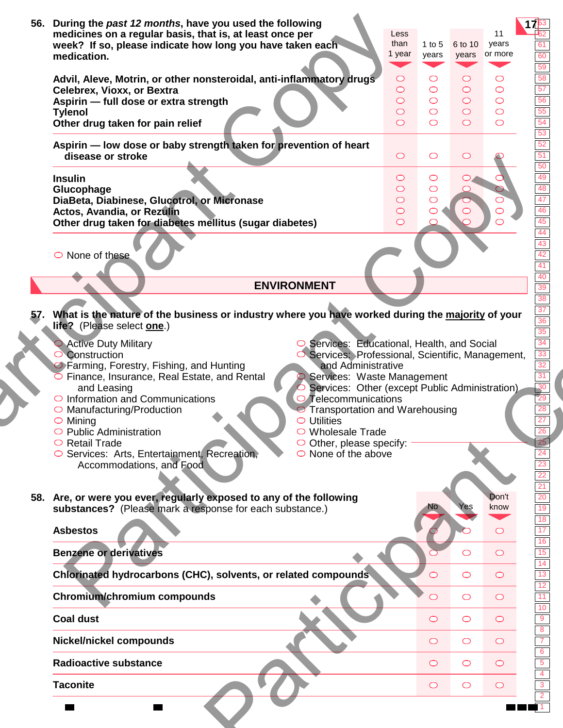**56. During the *past 12 months*, have you used the following medicines on a regular basis, that is, at least once per week? If so, please indicate how long you have taken each medication.**

| | Less than 1 year | 1 to 5 years | 6 to 10 years | 11 years or more |
|---|---|---|---|---|
| **Advil, Aleve, Motrin, or other nonsteroidal, anti-inflammatory drugs** | ○ | ○ | ○ | ○ |
| **Celebrex, Vioxx, or Bextra** | ○ | ○ | ○ | ○ |
| **Aspirin — full dose or extra strength** | ○ | ○ | ○ | ○ |
| **Tylenol** | ○ | ○ | ○ | ○ |
| **Other drug taken for pain relief** | ○ | ○ | ○ | ○ |
| **Aspirin — low dose or baby strength taken for prevention of heart disease or stroke** | ○ | ○ | ○ | ○ |
| **Insulin** | ○ | ○ | ○ | ○ |
| **Glucophage** | ○ | ○ | ○ | ○ |
| **DiaBeta, Diabinese, Glucotrol, or Micronase** | ○ | ○ | ○ | ○ |
| **Actos, Avandia, or Rezulin** | ○ | ○ | ○ | ○ |
| **Other drug taken for diabetes mellitus (sugar diabetes)** | ○ | ○ | ○ | ○ |

○ None of these

## ENVIRONMENT

**57. What is the nature of the business or industry where you have worked during the majority of your life?** (Please select **one**.)

- ○ Active Duty Military
- ○ Construction
- ○ Farming, Forestry, Fishing, and Hunting
- ○ Finance, Insurance, Real Estate, and Rental and Leasing
- ○ Information and Communications
- ○ Manufacturing/Production
- ○ Mining
- ○ Public Administration
- ○ Retail Trade
- ○ Services: Arts, Entertainment, Recreation, Accommodations, and Food
- ○ Services: Educational, Health, and Social
- ○ Services: Professional, Scientific, Management, and Administrative
- ○ Services: Waste Management
- ○ Services: Other (except Public Administration)
- ○ Telecommunications
- ○ Transportation and Warehousing
- ○ Utilities
- ○ Wholesale Trade
- ○ Other, please specify: ____________
- ○ None of the above

**58. Are, or were you ever, regularly exposed to any of the following substances?** (Please mark a response for each substance.)

| | No | Yes | Don't know |
|---|---|---|---|
| **Asbestos** | ○ | ○ | ○ |
| **Benzene or derivatives** | ○ | ○ | ○ |
| **Chlorinated hydrocarbons (CHC), solvents, or related compounds** | ○ | ○ | ○ |
| **Chromium/chromium compounds** | ○ | ○ | ○ |
| **Coal dust** | ○ | ○ | ○ |
| **Nickel/nickel compounds** | ○ | ○ | ○ |
| **Radioactive substance** | ○ | ○ | ○ |
| **Taconite** | ○ | ○ | ○ |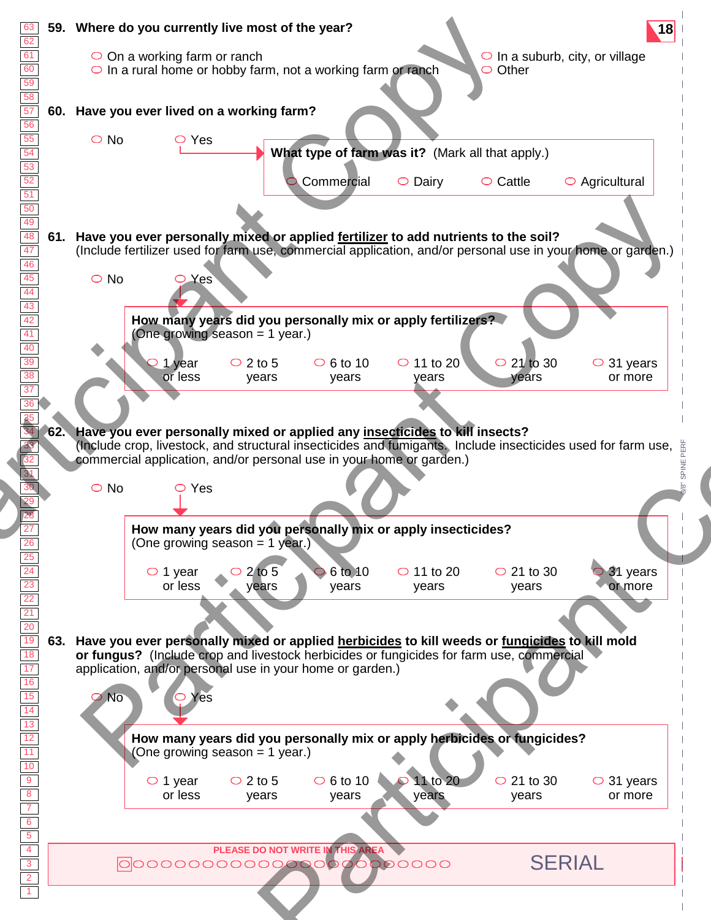**59. Where do you currently live most of the year?**

- ○ On a working farm or ranch
- ○ In a rural home or hobby farm, not a working farm or ranch
- ○ In a suburb, city, or village
- ○ Other

**60. Have you ever lived on a working farm?**

- ○ No
- ○ Yes → **What type of farm was it?** (Mark all that apply.)
  - ○ Commercial
  - ○ Dairy
  - ○ Cattle
  - ○ Agricultural

**61. Have you ever personally mixed or applied fertilizer to add nutrients to the soil?**
(Include fertilizer used for farm use, commercial application, and/or personal use in your home or garden.)

- ○ No
- ○ Yes

**How many years did you personally mix or apply fertilizers?**
(One growing season = 1 year.)

- ○ 1 year or less
- ○ 2 to 5 years
- ○ 6 to 10 years
- ○ 11 to 20 years
- ○ 21 to 30 years
- ○ 31 years or more

**62. Have you ever personally mixed or applied any insecticides to kill insects?**
(Include crop, livestock, and structural insecticides and fumigants. Include insecticides used for farm use, commercial application, and/or personal use in your home or garden.)

- ○ No
- ○ Yes

**How many years did you personally mix or apply insecticides?**
(One growing season = 1 year.)

- ○ 1 year or less
- ○ 2 to 5 years
- ○ 6 to 10 years
- ○ 11 to 20 years
- ○ 21 to 30 years
- ○ 31 years or more

**63. Have you ever personally mixed or applied herbicides to kill weeds or fungicides to kill mold or fungus?** (Include crop and livestock herbicides or fungicides for farm use, commercial application, and/or personal use in your home or garden.)

- ○ No
- ○ Yes

**How many years did you personally mix or apply herbicides or fungicides?**
(One growing season = 1 year.)

- ○ 1 year or less
- ○ 2 to 5 years
- ○ 6 to 10 years
- ○ 11 to 20 years
- ○ 21 to 30 years
- ○ 31 years or more

PLEASE DO NOT WRITE IN THIS AREA

SERIAL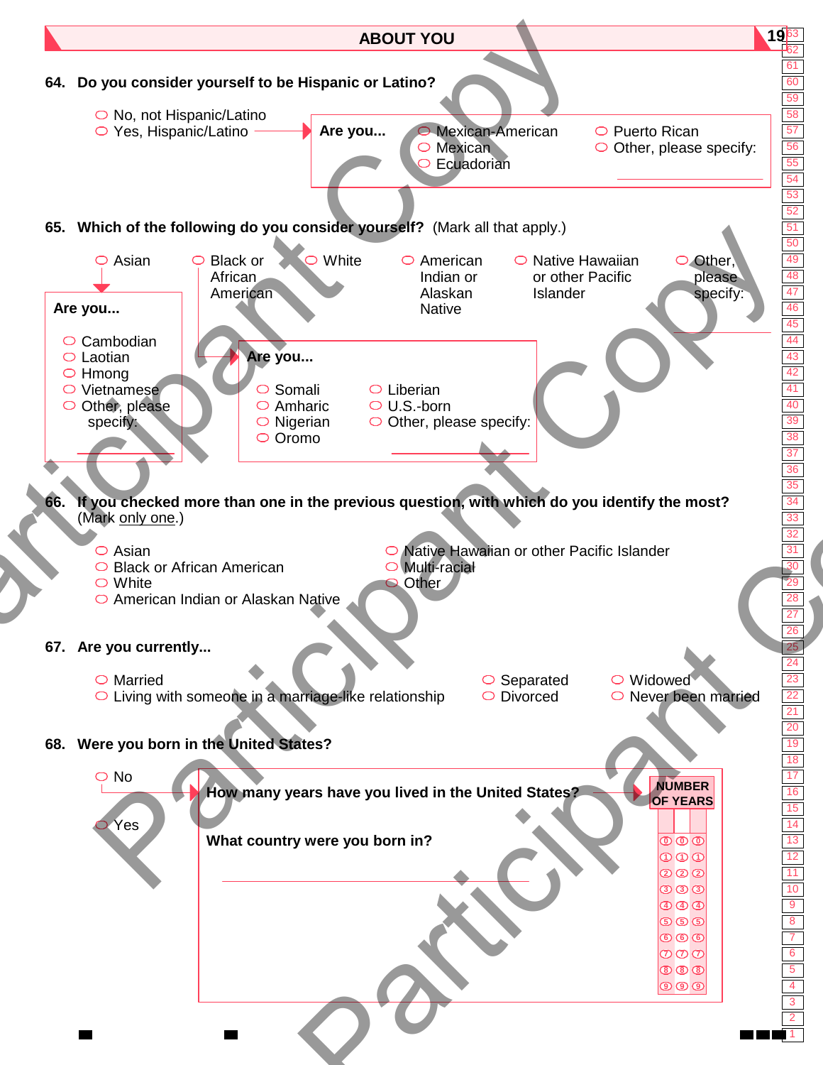## ABOUT YOU

**64. Do you consider yourself to be Hispanic or Latino?**

- ○ No, not Hispanic/Latino
- ○ Yes, Hispanic/Latino → **Are you...**
  - ○ Mexican-American
  - ○ Mexican
  - ○ Ecuadorian
  - ○ Puerto Rican
  - ○ Other, please specify: ______________

**65. Which of the following do you consider yourself?** (Mark all that apply.)

- ○ Asian → **Are you...**
  - ○ Cambodian
  - ○ Laotian
  - ○ Hmong
  - ○ Vietnamese
  - ○ Other, please specify: ______________
- ○ Black or African American → **Are you...**
  - ○ Somali
  - ○ Amharic
  - ○ Nigerian
  - ○ Oromo
  - ○ Liberian
  - ○ U.S.-born
  - ○ Other, please specify: ______________
- ○ White
- ○ American Indian or Alaskan Native
- ○ Native Hawaiian or other Pacific Islander
- ○ Other, please specify: ______________

**66. If you checked more than one in the previous question, with which do you identify the most?** (Mark only one.)

- ○ Asian
- ○ Black or African American
- ○ White
- ○ American Indian or Alaskan Native
- ○ Native Hawaiian or other Pacific Islander
- ○ Multi-racial
- ○ Other

**67. Are you currently...**

- ○ Married
- ○ Living with someone in a marriage-like relationship
- ○ Separated
- ○ Divorced
- ○ Widowed
- ○ Never been married

**68. Were you born in the United States?**

- ○ No →
  - **How many years have you lived in the United States?** NUMBER OF YEARS: ___ ___ ___
  - **What country were you born in?** ______________
- ○ Yes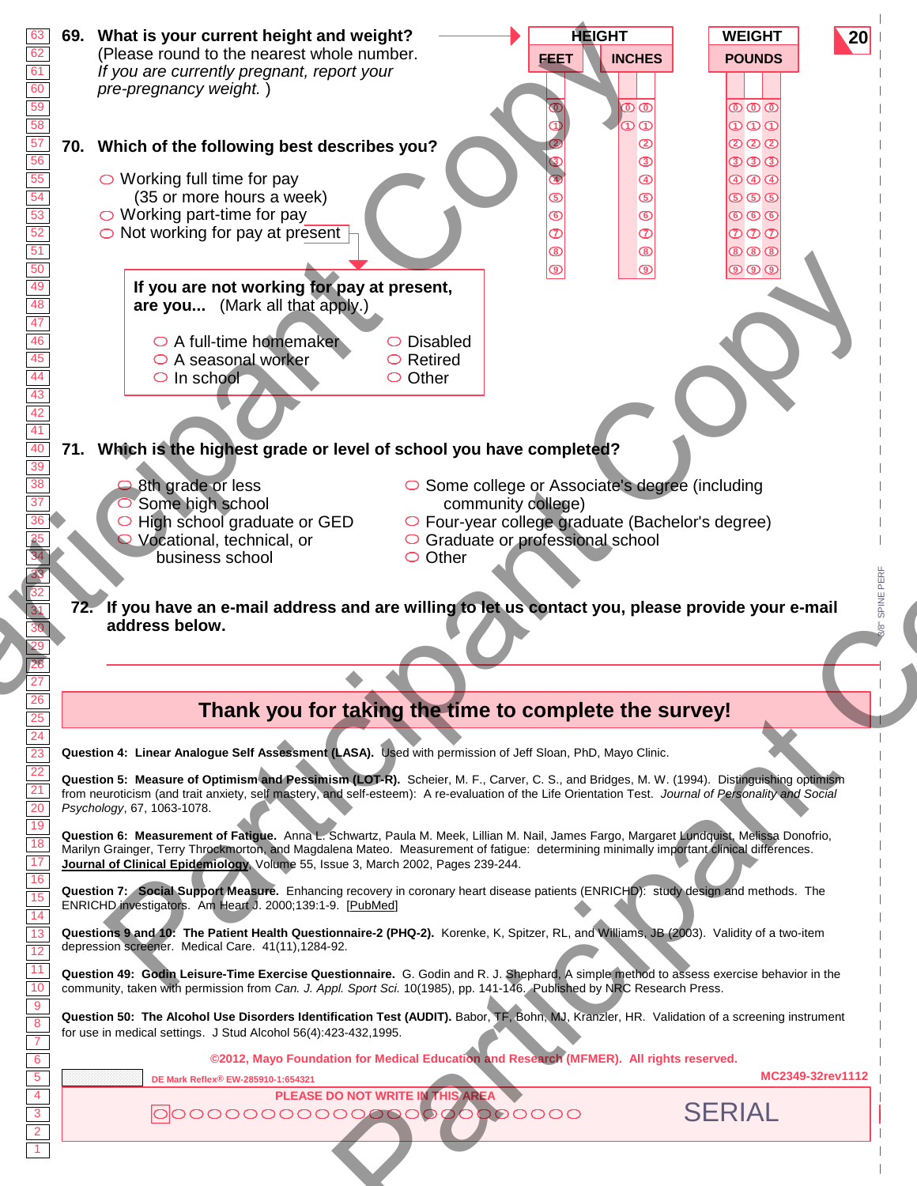**69. What is your current height and weight?**
(Please round to the nearest whole number.
*If you are currently pregnant, report your pre-pregnancy weight.* )

| HEIGHT | | WEIGHT |
|---|---|---|
| FEET | INCHES | POUNDS |
| ⓪ ① ② ③ ④ ⑤ ⑥ ⑦ ⑧ ⑨ | ⓪ ① / ⓪ ① ② ③ ④ ⑤ ⑥ ⑦ ⑧ ⑨ | ⓪ ① ② ③ ④ ⑤ ⑥ ⑦ ⑧ ⑨ (×3) |

**70. Which of the following best describes you?**

- ○ Working full time for pay (35 or more hours a week)
- ○ Working part-time for pay
- ○ Not working for pay at present

**If you are not working for pay at present, are you...** (Mark all that apply.)

- ○ A full-time homemaker
- ○ A seasonal worker
- ○ In school
- ○ Disabled
- ○ Retired
- ○ Other

**71. Which is the highest grade or level of school you have completed?**

- ○ 8th grade or less
- ○ Some high school
- ○ High school graduate or GED
- ○ Vocational, technical, or business school
- ○ Some college or Associate's degree (including community college)
- ○ Four-year college graduate (Bachelor's degree)
- ○ Graduate or professional school
- ○ Other

**72. If you have an e-mail address and are willing to let us contact you, please provide your e-mail address below.**

______________________________

## Thank you for taking the time to complete the survey!

**Question 4: Linear Analogue Self Assessment (LASA).** Used with permission of Jeff Sloan, PhD, Mayo Clinic.

**Question 5: Measure of Optimism and Pessimism (LOT-R).** Scheier, M. F., Carver, C. S., and Bridges, M. W. (1994). Distinguishing optimism from neuroticism (and trait anxiety, self mastery, and self-esteem): A re-evaluation of the Life Orientation Test. *Journal of Personality and Social Psychology*, 67, 1063-1078.

**Question 6: Measurement of Fatigue.** Anna L. Schwartz, Paula M. Meek, Lillian M. Nail, James Fargo, Margaret Lundquist, Melissa Donofrio, Marilyn Grainger, Terry Throckmorton, and Magdalena Mateo. Measurement of fatigue: determining minimally important clinical differences. **Journal of Clinical Epidemiology**, Volume 55, Issue 3, March 2002, Pages 239-244.

**Question 7: Social Support Measure.** Enhancing recovery in coronary heart disease patients (ENRICHD): study design and methods. The ENRICHD investigators. Am Heart J. 2000;139:1-9. [PubMed]

**Questions 9 and 10: The Patient Health Questionnaire-2 (PHQ-2).** Korenke, K, Spitzer, RL, and Williams, JB (2003). Validity of a two-item depression screener. Medical Care. 41(11),1284-92.

**Question 49: Godin Leisure-Time Exercise Questionnaire.** G. Godin and R. J. Shephard, A simple method to assess exercise behavior in the community, taken with permission from *Can. J. Appl. Sport Sci.* 10(1985), pp. 141-146. Published by NRC Research Press.

**Question 50: The Alcohol Use Disorders Identification Test (AUDIT).** Babor, TF, Bohn, MJ, Kranzler, HR. Validation of a screening instrument for use in medical settings. J Stud Alcohol 56(4):423-432,1995.

**©2012, Mayo Foundation for Medical Education and Research (MFMER). All rights reserved.**

DE Mark Reflex® EW-285910-1:654321 MC2349-32rev1112

PLEASE DO NOT WRITE IN THIS AREA

SERIAL